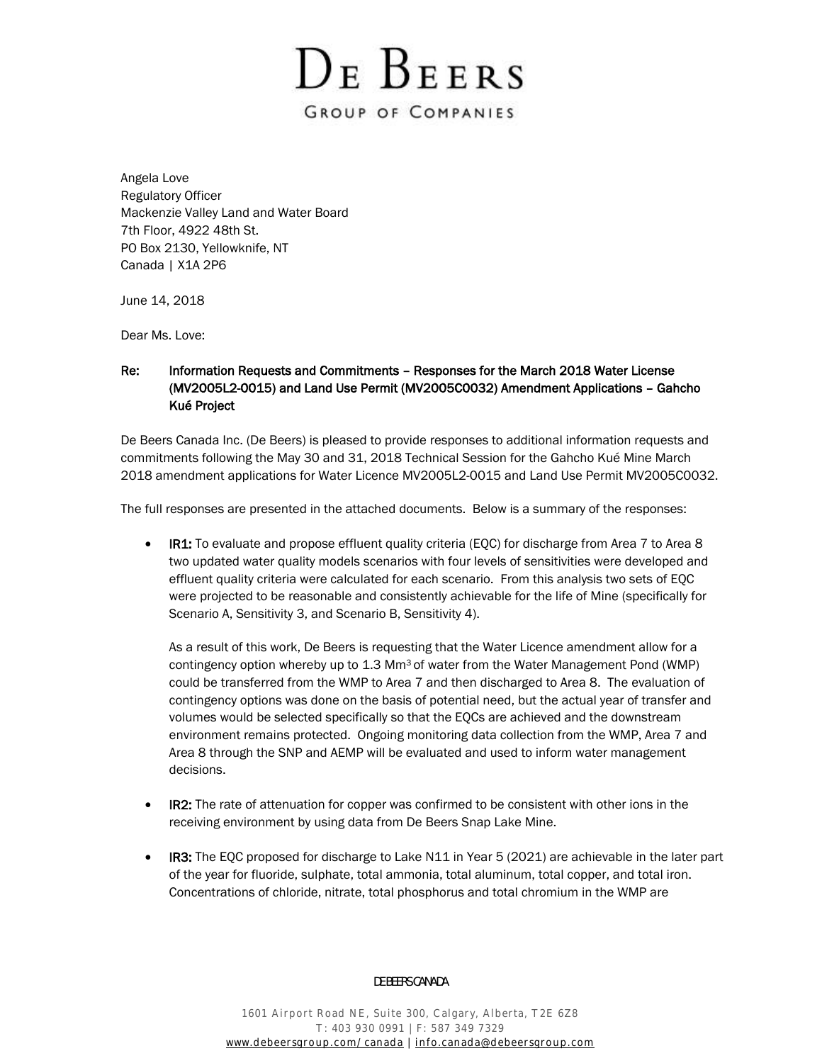# De Beers

GROUP OF COMPANIES

Angela Love
Regulatory Officer
Mackenzie Valley Land and Water Board
7th Floor, 4922 48th St.
PO Box 2130, Yellowknife, NT
Canada | X1A 2P6

June 14, 2018

Dear Ms. Love:

**Re: Information Requests and Commitments – Responses for the March 2018 Water License (MV2005L2-0015) and Land Use Permit (MV2005C0032) Amendment Applications – Gahcho Kué Project**

De Beers Canada Inc. (De Beers) is pleased to provide responses to additional information requests and commitments following the May 30 and 31, 2018 Technical Session for the Gahcho Kué Mine March 2018 amendment applications for Water Licence MV2005L2-0015 and Land Use Permit MV2005C0032.

The full responses are presented in the attached documents. Below is a summary of the responses:

- **IR1:** To evaluate and propose effluent quality criteria (EQC) for discharge from Area 7 to Area 8 two updated water quality models scenarios with four levels of sensitivities were developed and effluent quality criteria were calculated for each scenario. From this analysis two sets of EQC were projected to be reasonable and consistently achievable for the life of Mine (specifically for Scenario A, Sensitivity 3, and Scenario B, Sensitivity 4).

  As a result of this work, De Beers is requesting that the Water Licence amendment allow for a contingency option whereby up to 1.3 $Mm^3$ of water from the Water Management Pond (WMP) could be transferred from the WMP to Area 7 and then discharged to Area 8. The evaluation of contingency options was done on the basis of potential need, but the actual year of transfer and volumes would be selected specifically so that the EQCs are achieved and the downstream environment remains protected. Ongoing monitoring data collection from the WMP, Area 7 and Area 8 through the SNP and AEMP will be evaluated and used to inform water management decisions.

- **IR2:** The rate of attenuation for copper was confirmed to be consistent with other ions in the receiving environment by using data from De Beers Snap Lake Mine.

- **IR3:** The EQC proposed for discharge to Lake N11 in Year 5 (2021) are achievable in the later part of the year for fluoride, sulphate, total ammonia, total aluminum, total copper, and total iron. Concentrations of chloride, nitrate, total phosphorus and total chromium in the WMP are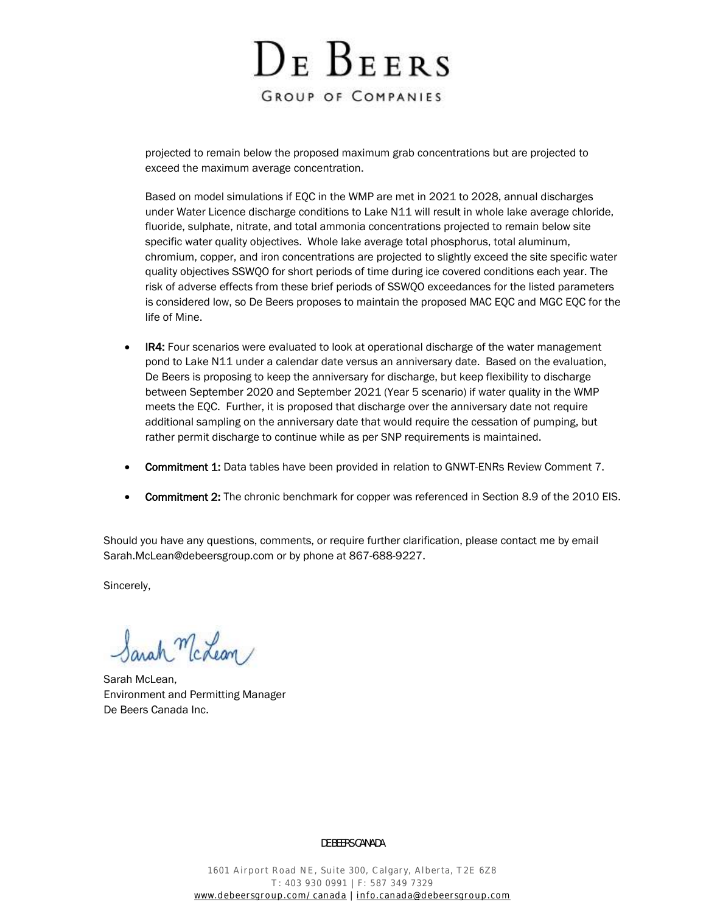projected to remain below the proposed maximum grab concentrations but are projected to exceed the maximum average concentration.

Based on model simulations if EQC in the WMP are met in 2021 to 2028, annual discharges under Water Licence discharge conditions to Lake N11 will result in whole lake average chloride, fluoride, sulphate, nitrate, and total ammonia concentrations projected to remain below site specific water quality objectives. Whole lake average total phosphorus, total aluminum, chromium, copper, and iron concentrations are projected to slightly exceed the site specific water quality objectives SSWQO for short periods of time during ice covered conditions each year. The risk of adverse effects from these brief periods of SSWQO exceedances for the listed parameters is considered low, so De Beers proposes to maintain the proposed MAC EQC and MGC EQC for the life of Mine.

- **IR4:** Four scenarios were evaluated to look at operational discharge of the water management pond to Lake N11 under a calendar date versus an anniversary date. Based on the evaluation, De Beers is proposing to keep the anniversary for discharge, but keep flexibility to discharge between September 2020 and September 2021 (Year 5 scenario) if water quality in the WMP meets the EQC. Further, it is proposed that discharge over the anniversary date not require additional sampling on the anniversary date that would require the cessation of pumping, but rather permit discharge to continue while as per SNP requirements is maintained.

- **Commitment 1:** Data tables have been provided in relation to GNWT-ENRs Review Comment 7.

- **Commitment 2:** The chronic benchmark for copper was referenced in Section 8.9 of the 2010 EIS.

Should you have any questions, comments, or require further clarification, please contact me by email Sarah.McLean@debeersgroup.com or by phone at 867-688-9227.

Sincerely,

Sarah McLean,
Environment and Permitting Manager
De Beers Canada Inc.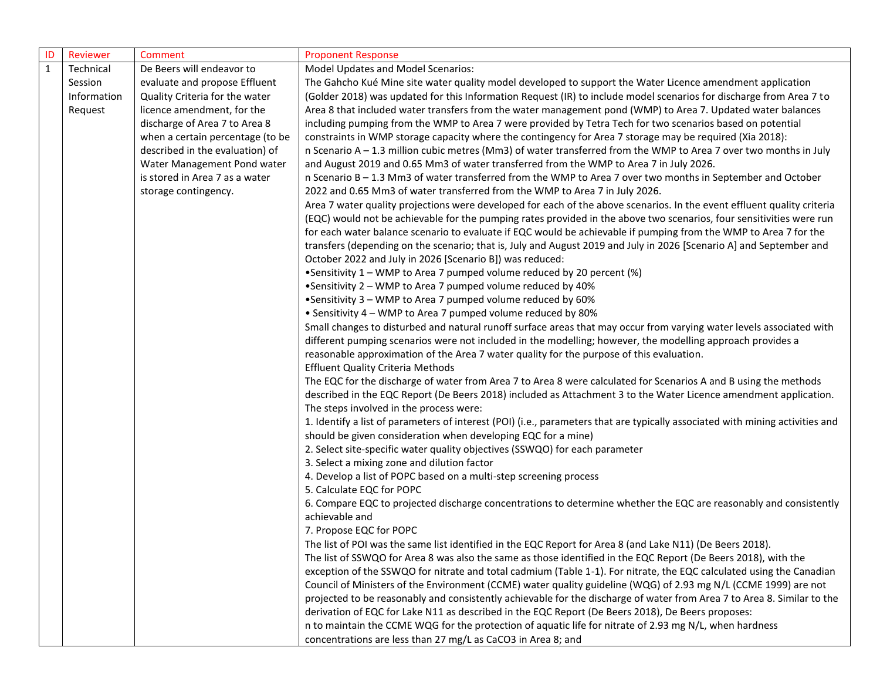| ID | Reviewer | Comment | Proponent Response |
|---|---|---|---|
| 1 | Technical Session Information Request | De Beers will endeavor to evaluate and propose Effluent Quality Criteria for the water licence amendment, for the discharge of Area 7 to Area 8 when a certain percentage (to be described in the evaluation) of Water Management Pond water is stored in Area 7 as a water storage contingency. | Model Updates and Model Scenarios:<br>The Gahcho Kué Mine site water quality model developed to support the Water Licence amendment application (Golder 2018) was updated for this Information Request (IR) to include model scenarios for discharge from Area 7 to Area 8 that included water transfers from the water management pond (WMP) to Area 7. Updated water balances including pumping from the WMP to Area 7 were provided by Tetra Tech for two scenarios based on potential constraints in WMP storage capacity where the contingency for Area 7 storage may be required (Xia 2018):<br>n Scenario A – 1.3 million cubic metres (Mm3) of water transferred from the WMP to Area 7 over two months in July and August 2019 and 0.65 Mm3 of water transferred from the WMP to Area 7 in July 2026.<br>n Scenario B – 1.3 Mm3 of water transferred from the WMP to Area 7 over two months in September and October 2022 and 0.65 Mm3 of water transferred from the WMP to Area 7 in July 2026.<br>Area 7 water quality projections were developed for each of the above scenarios. In the event effluent quality criteria (EQC) would not be achievable for the pumping rates provided in the above two scenarios, four sensitivities were run for each water balance scenario to evaluate if EQC would be achievable if pumping from the WMP to Area 7 for the transfers (depending on the scenario; that is, July and August 2019 and July in 2026 [Scenario A] and September and October 2022 and July in 2026 [Scenario B]) was reduced:<br>•Sensitivity 1 – WMP to Area 7 pumped volume reduced by 20 percent (%)<br>•Sensitivity 2 – WMP to Area 7 pumped volume reduced by 40%<br>•Sensitivity 3 – WMP to Area 7 pumped volume reduced by 60%<br>• Sensitivity 4 – WMP to Area 7 pumped volume reduced by 80%<br>Small changes to disturbed and natural runoff surface areas that may occur from varying water levels associated with different pumping scenarios were not included in the modelling; however, the modelling approach provides a reasonable approximation of the Area 7 water quality for the purpose of this evaluation.<br>Effluent Quality Criteria Methods<br>The EQC for the discharge of water from Area 7 to Area 8 were calculated for Scenarios A and B using the methods described in the EQC Report (De Beers 2018) included as Attachment 3 to the Water Licence amendment application. The steps involved in the process were:<br>1. Identify a list of parameters of interest (POI) (i.e., parameters that are typically associated with mining activities and should be given consideration when developing EQC for a mine)<br>2. Select site-specific water quality objectives (SSWQO) for each parameter<br>3. Select a mixing zone and dilution factor<br>4. Develop a list of POPC based on a multi-step screening process<br>5. Calculate EQC for POPC<br>6. Compare EQC to projected discharge concentrations to determine whether the EQC are reasonably and consistently achievable and<br>7. Propose EQC for POPC<br>The list of POI was the same list identified in the EQC Report for Area 8 (and Lake N11) (De Beers 2018).<br>The list of SSWQO for Area 8 was also the same as those identified in the EQC Report (De Beers 2018), with the exception of the SSWQO for nitrate and total cadmium (Table 1-1). For nitrate, the EQC calculated using the Canadian Council of Ministers of the Environment (CCME) water quality guideline (WQG) of 2.93 mg N/L (CCME 1999) are not projected to be reasonably and consistently achievable for the discharge of water from Area 7 to Area 8. Similar to the derivation of EQC for Lake N11 as described in the EQC Report (De Beers 2018), De Beers proposes:<br>n to maintain the CCME WQG for the protection of aquatic life for nitrate of 2.93 mg N/L, when hardness concentrations are less than 27 mg/L as $CaCO_3$ in Area 8; and |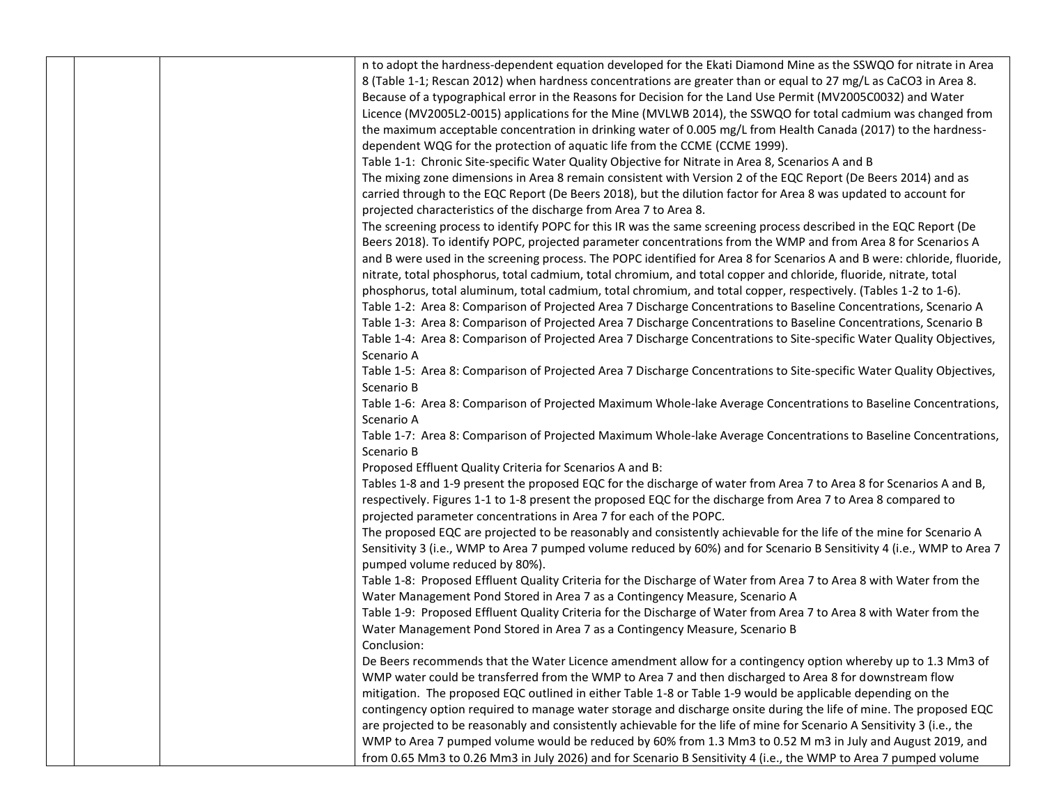| | | | n to adopt the hardness-dependent equation developed for the Ekati Diamond Mine as the SSWQO for nitrate in Area 8 (Table 1-1; Rescan 2012) when hardness concentrations are greater than or equal to 27 mg/L as $CaCO_3$ in Area 8. Because of a typographical error in the Reasons for Decision for the Land Use Permit (MV2005C0032) and Water Licence (MV2005L2-0015) applications for the Mine (MVLWB 2014), the SSWQO for total cadmium was changed from the maximum acceptable concentration in drinking water of 0.005 mg/L from Health Canada (2017) to the hardness-dependent WQG for the protection of aquatic life from the CCME (CCME 1999).<br>Table 1-1: Chronic Site-specific Water Quality Objective for Nitrate in Area 8, Scenarios A and B<br>The mixing zone dimensions in Area 8 remain consistent with Version 2 of the EQC Report (De Beers 2014) and as carried through to the EQC Report (De Beers 2018), but the dilution factor for Area 8 was updated to account for projected characteristics of the discharge from Area 7 to Area 8.<br>The screening process to identify POPC for this IR was the same screening process described in the EQC Report (De Beers 2018). To identify POPC, projected parameter concentrations from the WMP and from Area 8 for Scenarios A and B were used in the screening process. The POPC identified for Area 8 for Scenarios A and B were: chloride, fluoride, nitrate, total phosphorus, total cadmium, total chromium, and total copper and chloride, fluoride, nitrate, total phosphorus, total aluminum, total cadmium, total chromium, and total copper, respectively. (Tables 1-2 to 1-6).<br>Table 1-2: Area 8: Comparison of Projected Area 7 Discharge Concentrations to Baseline Concentrations, Scenario A<br>Table 1-3: Area 8: Comparison of Projected Area 7 Discharge Concentrations to Baseline Concentrations, Scenario B<br>Table 1-4: Area 8: Comparison of Projected Area 7 Discharge Concentrations to Site-specific Water Quality Objectives, Scenario A<br>Table 1-5: Area 8: Comparison of Projected Area 7 Discharge Concentrations to Site-specific Water Quality Objectives, Scenario B<br>Table 1-6: Area 8: Comparison of Projected Maximum Whole-lake Average Concentrations to Baseline Concentrations, Scenario A<br>Table 1-7: Area 8: Comparison of Projected Maximum Whole-lake Average Concentrations to Baseline Concentrations, Scenario B<br>Proposed Effluent Quality Criteria for Scenarios A and B:<br>Tables 1-8 and 1-9 present the proposed EQC for the discharge of water from Area 7 to Area 8 for Scenarios A and B, respectively. Figures 1-1 to 1-8 present the proposed EQC for the discharge from Area 7 to Area 8 compared to projected parameter concentrations in Area 7 for each of the POPC.<br>The proposed EQC are projected to be reasonably and consistently achievable for the life of the mine for Scenario A Sensitivity 3 (i.e., WMP to Area 7 pumped volume reduced by 60%) and for Scenario B Sensitivity 4 (i.e., WMP to Area 7 pumped volume reduced by 80%).<br>Table 1-8: Proposed Effluent Quality Criteria for the Discharge of Water from Area 7 to Area 8 with Water from the Water Management Pond Stored in Area 7 as a Contingency Measure, Scenario A<br>Table 1-9: Proposed Effluent Quality Criteria for the Discharge of Water from Area 7 to Area 8 with Water from the Water Management Pond Stored in Area 7 as a Contingency Measure, Scenario B<br>Conclusion:<br>De Beers recommends that the Water Licence amendment allow for a contingency option whereby up to 1.3 $Mm^3$ of WMP water could be transferred from the WMP to Area 7 and then discharged to Area 8 for downstream flow mitigation. The proposed EQC outlined in either Table 1-8 or Table 1-9 would be applicable depending on the contingency option required to manage water storage and discharge onsite during the life of mine. The proposed EQC are projected to be reasonably and consistently achievable for the life of mine for Scenario A Sensitivity 3 (i.e., the WMP to Area 7 pumped volume would be reduced by 60% from 1.3 $Mm^3$ to 0.52 M $m^3$ in July and August 2019, and from 0.65 $Mm^3$ to 0.26 $Mm^3$ in July 2026) and for Scenario B Sensitivity 4 (i.e., the WMP to Area 7 pumped volume |
|---|---|---|---|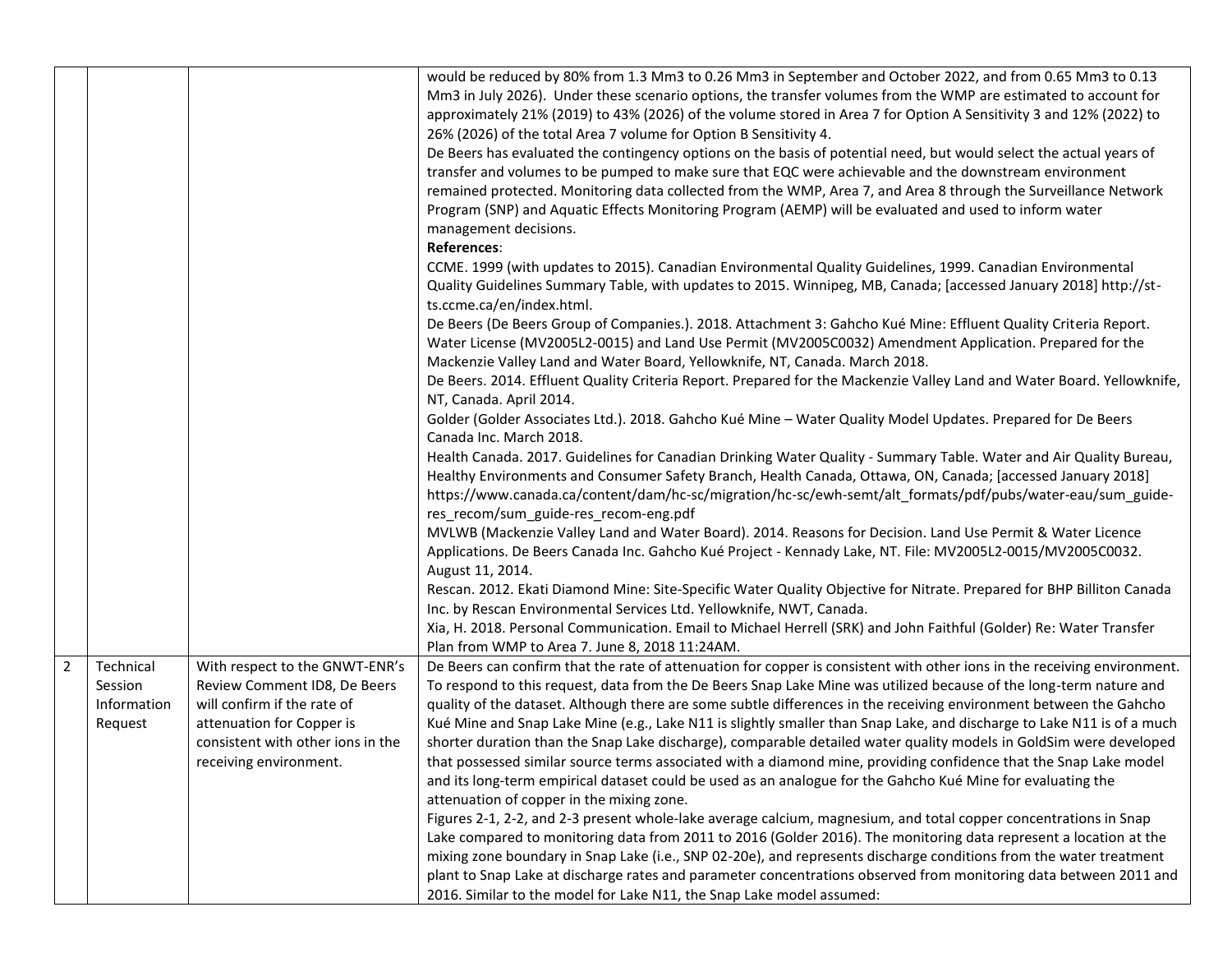| | | | |
|---|---|---|---|
| | | | would be reduced by 80% from 1.3 Mm3 to 0.26 Mm3 in September and October 2022, and from 0.65 Mm3 to 0.13 Mm3 in July 2026). Under these scenario options, the transfer volumes from the WMP are estimated to account for approximately 21% (2019) to 43% (2026) of the volume stored in Area 7 for Option A Sensitivity 3 and 12% (2022) to 26% (2026) of the total Area 7 volume for Option B Sensitivity 4.<br>De Beers has evaluated the contingency options on the basis of potential need, but would select the actual years of transfer and volumes to be pumped to make sure that EQC were achievable and the downstream environment remained protected. Monitoring data collected from the WMP, Area 7, and Area 8 through the Surveillance Network Program (SNP) and Aquatic Effects Monitoring Program (AEMP) will be evaluated and used to inform water management decisions.<br>**References**:<br>CCME. 1999 (with updates to 2015). Canadian Environmental Quality Guidelines, 1999. Canadian Environmental Quality Guidelines Summary Table, with updates to 2015. Winnipeg, MB, Canada; [accessed January 2018] http://st-ts.ccme.ca/en/index.html.<br>De Beers (De Beers Group of Companies.). 2018. Attachment 3: Gahcho Kué Mine: Effluent Quality Criteria Report. Water License (MV2005L2-0015) and Land Use Permit (MV2005C0032) Amendment Application. Prepared for the Mackenzie Valley Land and Water Board, Yellowknife, NT, Canada. March 2018.<br>De Beers. 2014. Effluent Quality Criteria Report. Prepared for the Mackenzie Valley Land and Water Board. Yellowknife, NT, Canada. April 2014.<br>Golder (Golder Associates Ltd.). 2018. Gahcho Kué Mine – Water Quality Model Updates. Prepared for De Beers Canada Inc. March 2018.<br>Health Canada. 2017. Guidelines for Canadian Drinking Water Quality - Summary Table. Water and Air Quality Bureau, Healthy Environments and Consumer Safety Branch, Health Canada, Ottawa, ON, Canada; [accessed January 2018] https://www.canada.ca/content/dam/hc-sc/migration/hc-sc/ewh-semt/alt_formats/pdf/pubs/water-eau/sum_guide-res_recom/sum_guide-res_recom-eng.pdf<br>MVLWB (Mackenzie Valley Land and Water Board). 2014. Reasons for Decision. Land Use Permit & Water Licence Applications. De Beers Canada Inc. Gahcho Kué Project - Kennady Lake, NT. File: MV2005L2-0015/MV2005C0032. August 11, 2014.<br>Rescan. 2012. Ekati Diamond Mine: Site-Specific Water Quality Objective for Nitrate. Prepared for BHP Billiton Canada Inc. by Rescan Environmental Services Ltd. Yellowknife, NWT, Canada.<br>Xia, H. 2018. Personal Communication. Email to Michael Herrell (SRK) and John Faithful (Golder) Re: Water Transfer Plan from WMP to Area 7. June 8, 2018 11:24AM. |
| 2 | Technical Session Information Request | With respect to the GNWT-ENR's Review Comment ID8, De Beers will confirm if the rate of attenuation for Copper is consistent with other ions in the receiving environment. | De Beers can confirm that the rate of attenuation for copper is consistent with other ions in the receiving environment. To respond to this request, data from the De Beers Snap Lake Mine was utilized because of the long-term nature and quality of the dataset. Although there are some subtle differences in the receiving environment between the Gahcho Kué Mine and Snap Lake Mine (e.g., Lake N11 is slightly smaller than Snap Lake, and discharge to Lake N11 is of a much shorter duration than the Snap Lake discharge), comparable detailed water quality models in GoldSim were developed that possessed similar source terms associated with a diamond mine, providing confidence that the Snap Lake model and its long-term empirical dataset could be used as an analogue for the Gahcho Kué Mine for evaluating the attenuation of copper in the mixing zone.<br>Figures 2-1, 2-2, and 2-3 present whole-lake average calcium, magnesium, and total copper concentrations in Snap Lake compared to monitoring data from 2011 to 2016 (Golder 2016). The monitoring data represent a location at the mixing zone boundary in Snap Lake (i.e., SNP 02-20e), and represents discharge conditions from the water treatment plant to Snap Lake at discharge rates and parameter concentrations observed from monitoring data between 2011 and 2016. Similar to the model for Lake N11, the Snap Lake model assumed: |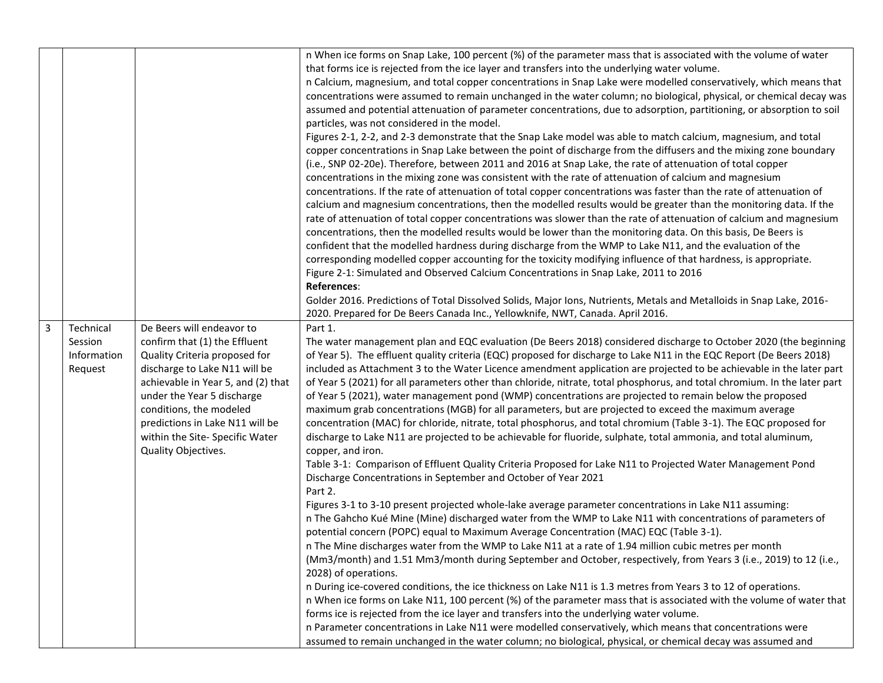| | | | |
|---|---|---|---|
| | | | n When ice forms on Snap Lake, 100 percent (%) of the parameter mass that is associated with the volume of water that forms ice is rejected from the ice layer and transfers into the underlying water volume.<br>n Calcium, magnesium, and total copper concentrations in Snap Lake were modelled conservatively, which means that concentrations were assumed to remain unchanged in the water column; no biological, physical, or chemical decay was assumed and potential attenuation of parameter concentrations, due to adsorption, partitioning, or absorption to soil particles, was not considered in the model.<br>Figures 2-1, 2-2, and 2-3 demonstrate that the Snap Lake model was able to match calcium, magnesium, and total copper concentrations in Snap Lake between the point of discharge from the diffusers and the mixing zone boundary (i.e., SNP 02-20e). Therefore, between 2011 and 2016 at Snap Lake, the rate of attenuation of total copper concentrations in the mixing zone was consistent with the rate of attenuation of calcium and magnesium concentrations. If the rate of attenuation of total copper concentrations was faster than the rate of attenuation of calcium and magnesium concentrations, then the modelled results would be greater than the monitoring data. If the rate of attenuation of total copper concentrations was slower than the rate of attenuation of calcium and magnesium concentrations, then the modelled results would be lower than the monitoring data. On this basis, De Beers is confident that the modelled hardness during discharge from the WMP to Lake N11, and the evaluation of the corresponding modelled copper accounting for the toxicity modifying influence of that hardness, is appropriate.<br>Figure 2-1: Simulated and Observed Calcium Concentrations in Snap Lake, 2011 to 2016<br>**References**:<br>Golder 2016. Predictions of Total Dissolved Solids, Major Ions, Nutrients, Metals and Metalloids in Snap Lake, 2016-2020. Prepared for De Beers Canada Inc., Yellowknife, NWT, Canada. April 2016. |
| 3 | Technical Session Information Request | De Beers will endeavor to confirm that (1) the Effluent Quality Criteria proposed for discharge to Lake N11 will be achievable in Year 5, and (2) that under the Year 5 discharge conditions, the modeled predictions in Lake N11 will be within the Site- Specific Water Quality Objectives. | Part 1.<br>The water management plan and EQC evaluation (De Beers 2018) considered discharge to October 2020 (the beginning of Year 5). The effluent quality criteria (EQC) proposed for discharge to Lake N11 in the EQC Report (De Beers 2018) included as Attachment 3 to the Water Licence amendment application are projected to be achievable in the later part of Year 5 (2021) for all parameters other than chloride, nitrate, total phosphorus, and total chromium. In the later part of Year 5 (2021), water management pond (WMP) concentrations are projected to remain below the proposed maximum grab concentrations (MGB) for all parameters, but are projected to exceed the maximum average concentration (MAC) for chloride, nitrate, total phosphorus, and total chromium (Table 3-1). The EQC proposed for discharge to Lake N11 are projected to be achievable for fluoride, sulphate, total ammonia, and total aluminum, copper, and iron.<br>Table 3-1: Comparison of Effluent Quality Criteria Proposed for Lake N11 to Projected Water Management Pond Discharge Concentrations in September and October of Year 2021<br>Part 2.<br>Figures 3-1 to 3-10 present projected whole-lake average parameter concentrations in Lake N11 assuming:<br>n The Gahcho Kué Mine (Mine) discharged water from the WMP to Lake N11 with concentrations of parameters of potential concern (POPC) equal to Maximum Average Concentration (MAC) EQC (Table 3-1).<br>n The Mine discharges water from the WMP to Lake N11 at a rate of 1.94 million cubic metres per month (Mm3/month) and 1.51 Mm3/month during September and October, respectively, from Years 3 (i.e., 2019) to 12 (i.e., 2028) of operations.<br>n During ice-covered conditions, the ice thickness on Lake N11 is 1.3 metres from Years 3 to 12 of operations.<br>n When ice forms on Lake N11, 100 percent (%) of the parameter mass that is associated with the volume of water that forms ice is rejected from the ice layer and transfers into the underlying water volume.<br>n Parameter concentrations in Lake N11 were modelled conservatively, which means that concentrations were assumed to remain unchanged in the water column; no biological, physical, or chemical decay was assumed and |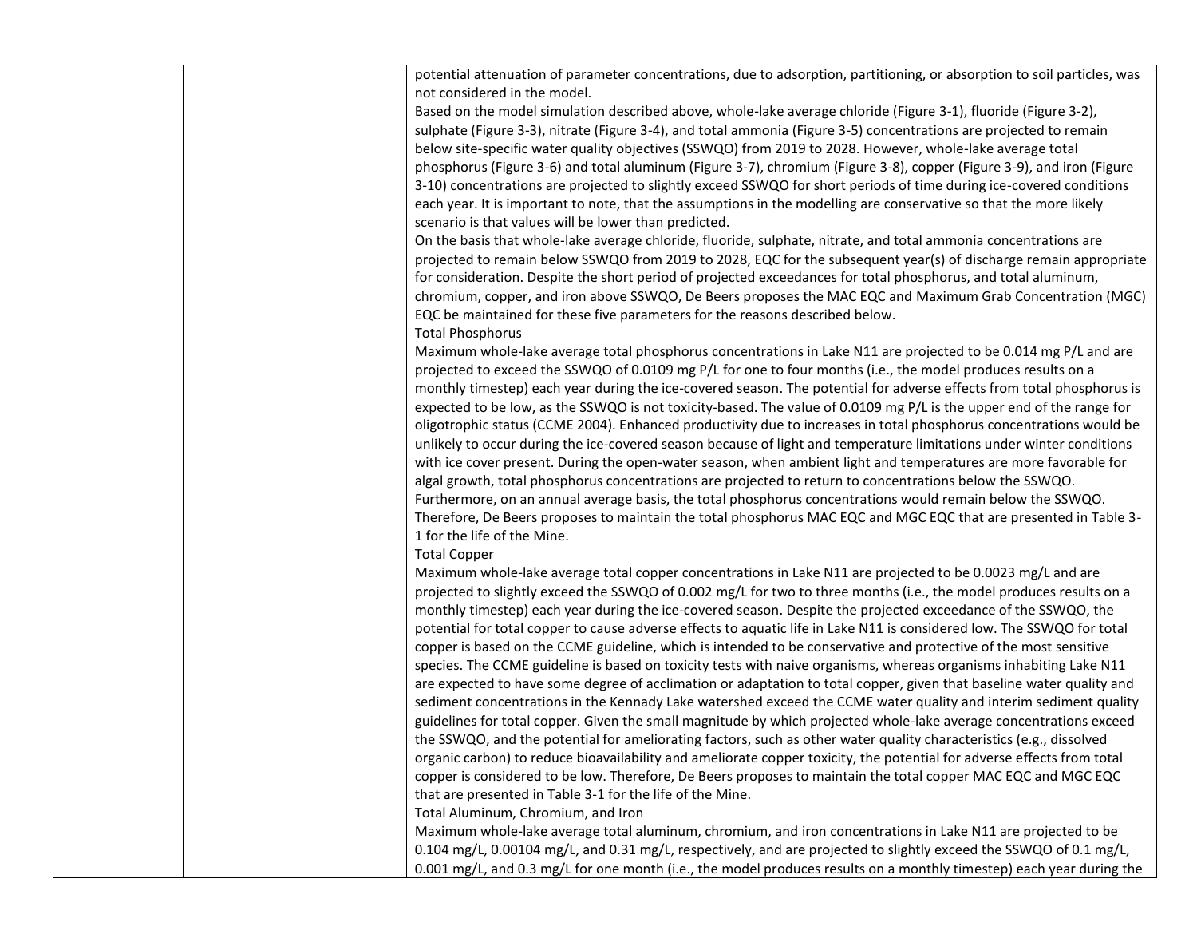| | | | |
|---|---|---|---|
| | | | potential attenuation of parameter concentrations, due to adsorption, partitioning, or absorption to soil particles, was not considered in the model.<br>Based on the model simulation described above, whole-lake average chloride (Figure 3-1), fluoride (Figure 3-2), sulphate (Figure 3-3), nitrate (Figure 3-4), and total ammonia (Figure 3-5) concentrations are projected to remain below site-specific water quality objectives (SSWQO) from 2019 to 2028. However, whole-lake average total phosphorus (Figure 3-6) and total aluminum (Figure 3-7), chromium (Figure 3-8), copper (Figure 3-9), and iron (Figure 3-10) concentrations are projected to slightly exceed SSWQO for short periods of time during ice-covered conditions each year. It is important to note, that the assumptions in the modelling are conservative so that the more likely scenario is that values will be lower than predicted.<br>On the basis that whole-lake average chloride, fluoride, sulphate, nitrate, and total ammonia concentrations are projected to remain below SSWQO from 2019 to 2028, EQC for the subsequent year(s) of discharge remain appropriate for consideration. Despite the short period of projected exceedances for total phosphorus, and total aluminum, chromium, copper, and iron above SSWQO, De Beers proposes the MAC EQC and Maximum Grab Concentration (MGC) EQC be maintained for these five parameters for the reasons described below.<br>Total Phosphorus<br>Maximum whole-lake average total phosphorus concentrations in Lake N11 are projected to be 0.014 mg P/L and are projected to exceed the SSWQO of 0.0109 mg P/L for one to four months (i.e., the model produces results on a monthly timestep) each year during the ice-covered season. The potential for adverse effects from total phosphorus is expected to be low, as the SSWQO is not toxicity-based. The value of 0.0109 mg P/L is the upper end of the range for oligotrophic status (CCME 2004). Enhanced productivity due to increases in total phosphorus concentrations would be unlikely to occur during the ice-covered season because of light and temperature limitations under winter conditions with ice cover present. During the open-water season, when ambient light and temperatures are more favorable for algal growth, total phosphorus concentrations are projected to return to concentrations below the SSWQO. Furthermore, on an annual average basis, the total phosphorus concentrations would remain below the SSWQO. Therefore, De Beers proposes to maintain the total phosphorus MAC EQC and MGC EQC that are presented in Table 3-1 for the life of the Mine.<br>Total Copper<br>Maximum whole-lake average total copper concentrations in Lake N11 are projected to be 0.0023 mg/L and are projected to slightly exceed the SSWQO of 0.002 mg/L for two to three months (i.e., the model produces results on a monthly timestep) each year during the ice-covered season. Despite the projected exceedance of the SSWQO, the potential for total copper to cause adverse effects to aquatic life in Lake N11 is considered low. The SSWQO for total copper is based on the CCME guideline, which is intended to be conservative and protective of the most sensitive species. The CCME guideline is based on toxicity tests with naive organisms, whereas organisms inhabiting Lake N11 are expected to have some degree of acclimation or adaptation to total copper, given that baseline water quality and sediment concentrations in the Kennady Lake watershed exceed the CCME water quality and interim sediment quality guidelines for total copper. Given the small magnitude by which projected whole-lake average concentrations exceed the SSWQO, and the potential for ameliorating factors, such as other water quality characteristics (e.g., dissolved organic carbon) to reduce bioavailability and ameliorate copper toxicity, the potential for adverse effects from total copper is considered to be low. Therefore, De Beers proposes to maintain the total copper MAC EQC and MGC EQC that are presented in Table 3-1 for the life of the Mine.<br>Total Aluminum, Chromium, and Iron<br>Maximum whole-lake average total aluminum, chromium, and iron concentrations in Lake N11 are projected to be 0.104 mg/L, 0.00104 mg/L, and 0.31 mg/L, respectively, and are projected to slightly exceed the SSWQO of 0.1 mg/L, 0.001 mg/L, and 0.3 mg/L for one month (i.e., the model produces results on a monthly timestep) each year during the |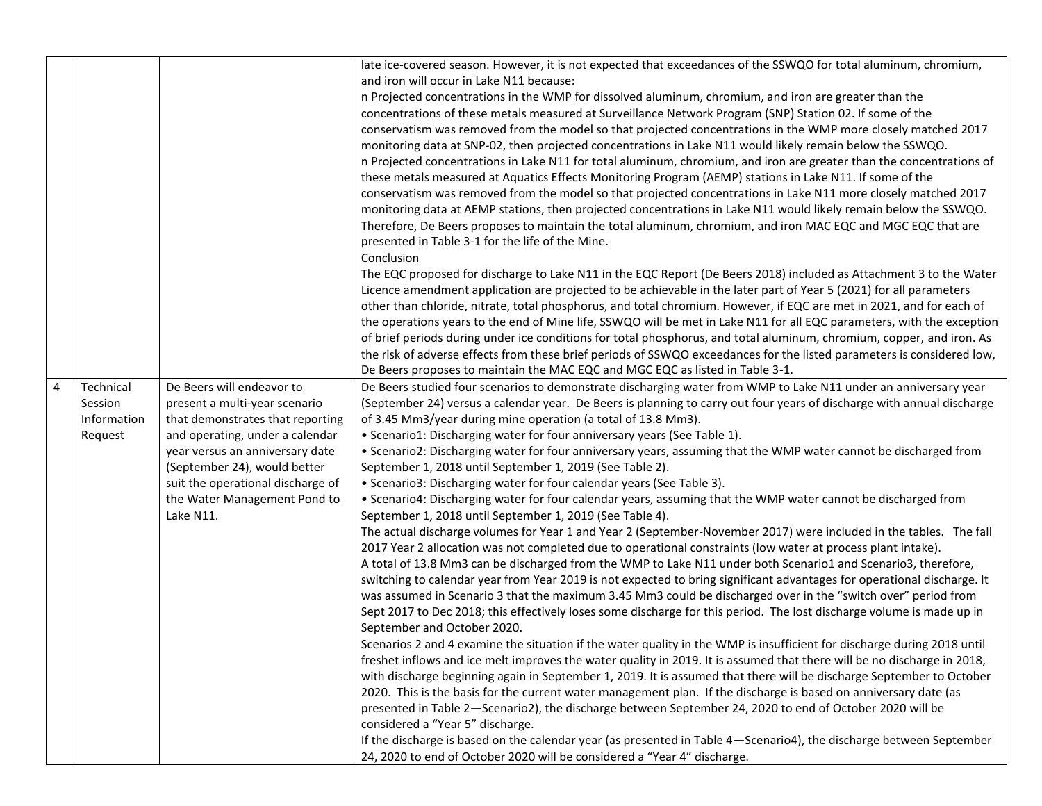| | | | |
|---|---|---|---|
| | | | late ice-covered season. However, it is not expected that exceedances of the SSWQO for total aluminum, chromium, and iron will occur in Lake N11 because:<br>n Projected concentrations in the WMP for dissolved aluminum, chromium, and iron are greater than the concentrations of these metals measured at Surveillance Network Program (SNP) Station 02. If some of the conservatism was removed from the model so that projected concentrations in the WMP more closely matched 2017 monitoring data at SNP-02, then projected concentrations in Lake N11 would likely remain below the SSWQO.<br>n Projected concentrations in Lake N11 for total aluminum, chromium, and iron are greater than the concentrations of these metals measured at Aquatics Effects Monitoring Program (AEMP) stations in Lake N11. If some of the conservatism was removed from the model so that projected concentrations in Lake N11 more closely matched 2017 monitoring data at AEMP stations, then projected concentrations in Lake N11 would likely remain below the SSWQO.<br>Therefore, De Beers proposes to maintain the total aluminum, chromium, and iron MAC EQC and MGC EQC that are presented in Table 3-1 for the life of the Mine.<br>Conclusion<br>The EQC proposed for discharge to Lake N11 in the EQC Report (De Beers 2018) included as Attachment 3 to the Water Licence amendment application are projected to be achievable in the later part of Year 5 (2021) for all parameters other than chloride, nitrate, total phosphorus, and total chromium. However, if EQC are met in 2021, and for each of the operations years to the end of Mine life, SSWQO will be met in Lake N11 for all EQC parameters, with the exception of brief periods during under ice conditions for total phosphorus, and total aluminum, chromium, copper, and iron. As the risk of adverse effects from these brief periods of SSWQO exceedances for the listed parameters is considered low, De Beers proposes to maintain the MAC EQC and MGC EQC as listed in Table 3-1. |
| 4 | Technical Session Information Request | De Beers will endeavor to present a multi-year scenario that demonstrates that reporting and operating, under a calendar year versus an anniversary date (September 24), would better suit the operational discharge of the Water Management Pond to Lake N11. | De Beers studied four scenarios to demonstrate discharging water from WMP to Lake N11 under an anniversary year (September 24) versus a calendar year. De Beers is planning to carry out four years of discharge with annual discharge of 3.45 Mm3/year during mine operation (a total of 13.8 Mm3).<br>• Scenario1: Discharging water for four anniversary years (See Table 1).<br>• Scenario2: Discharging water for four anniversary years, assuming that the WMP water cannot be discharged from September 1, 2018 until September 1, 2019 (See Table 2).<br>• Scenario3: Discharging water for four calendar years (See Table 3).<br>• Scenario4: Discharging water for four calendar years, assuming that the WMP water cannot be discharged from September 1, 2018 until September 1, 2019 (See Table 4).<br>The actual discharge volumes for Year 1 and Year 2 (September-November 2017) were included in the tables. The fall 2017 Year 2 allocation was not completed due to operational constraints (low water at process plant intake).<br>A total of 13.8 Mm3 can be discharged from the WMP to Lake N11 under both Scenario1 and Scenario3, therefore, switching to calendar year from Year 2019 is not expected to bring significant advantages for operational discharge. It was assumed in Scenario 3 that the maximum 3.45 Mm3 could be discharged over in the "switch over" period from Sept 2017 to Dec 2018; this effectively loses some discharge for this period. The lost discharge volume is made up in September and October 2020.<br>Scenarios 2 and 4 examine the situation if the water quality in the WMP is insufficient for discharge during 2018 until freshet inflows and ice melt improves the water quality in 2019. It is assumed that there will be no discharge in 2018, with discharge beginning again in September 1, 2019. It is assumed that there will be discharge September to October 2020. This is the basis for the current water management plan. If the discharge is based on anniversary date (as presented in Table 2—Scenario2), the discharge between September 24, 2020 to end of October 2020 will be considered a "Year 5" discharge.<br>If the discharge is based on the calendar year (as presented in Table 4—Scenario4), the discharge between September 24, 2020 to end of October 2020 will be considered a "Year 4" discharge. |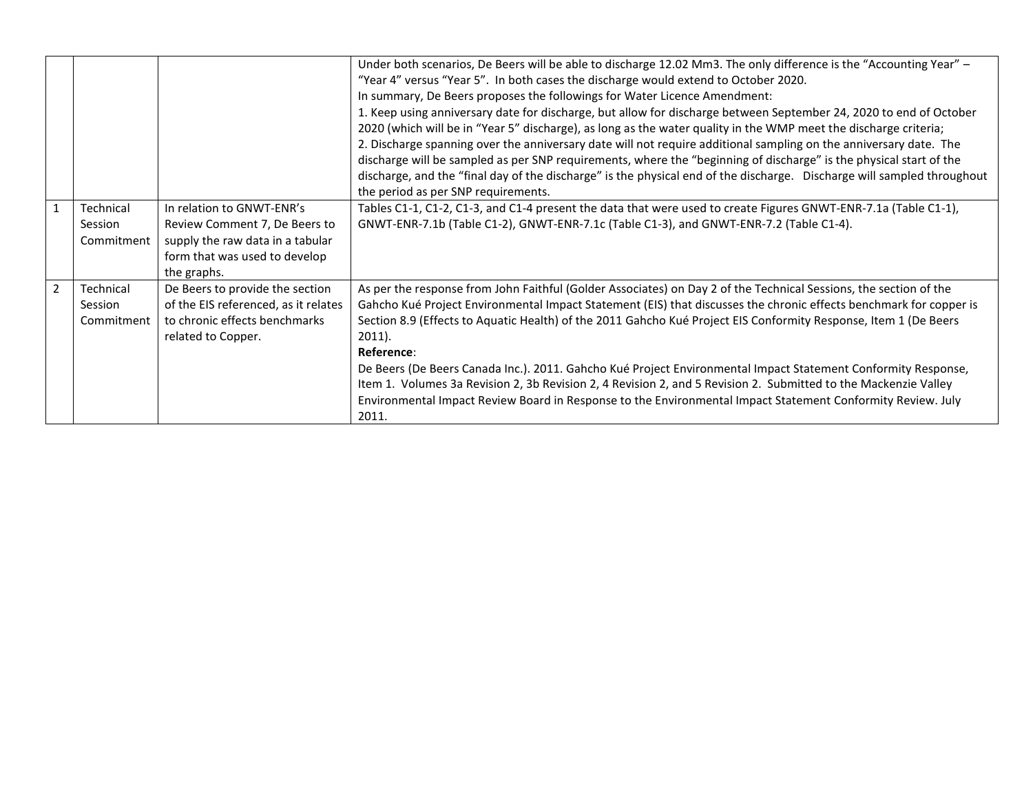| | | | |
|---|---|---|---|
| | | | Under both scenarios, De Beers will be able to discharge 12.02 Mm3. The only difference is the "Accounting Year" – "Year 4" versus "Year 5". In both cases the discharge would extend to October 2020.<br>In summary, De Beers proposes the followings for Water Licence Amendment:<br>1. Keep using anniversary date for discharge, but allow for discharge between September 24, 2020 to end of October 2020 (which will be in "Year 5" discharge), as long as the water quality in the WMP meet the discharge criteria;<br>2. Discharge spanning over the anniversary date will not require additional sampling on the anniversary date. The discharge will be sampled as per SNP requirements, where the "beginning of discharge" is the physical start of the discharge, and the "final day of the discharge" is the physical end of the discharge. Discharge will sampled throughout the period as per SNP requirements. |
| 1 | Technical Session Commitment | In relation to GNWT-ENR's Review Comment 7, De Beers to supply the raw data in a tabular form that was used to develop the graphs. | Tables C1-1, C1-2, C1-3, and C1-4 present the data that were used to create Figures GNWT-ENR-7.1a (Table C1-1), GNWT-ENR-7.1b (Table C1-2), GNWT-ENR-7.1c (Table C1-3), and GNWT-ENR-7.2 (Table C1-4). |
| 2 | Technical Session Commitment | De Beers to provide the section of the EIS referenced, as it relates to chronic effects benchmarks related to Copper. | As per the response from John Faithful (Golder Associates) on Day 2 of the Technical Sessions, the section of the Gahcho Kué Project Environmental Impact Statement (EIS) that discusses the chronic effects benchmark for copper is Section 8.9 (Effects to Aquatic Health) of the 2011 Gahcho Kué Project EIS Conformity Response, Item 1 (De Beers 2011).<br>**Reference**:<br>De Beers (De Beers Canada Inc.). 2011. Gahcho Kué Project Environmental Impact Statement Conformity Response, Item 1. Volumes 3a Revision 2, 3b Revision 2, 4 Revision 2, and 5 Revision 2. Submitted to the Mackenzie Valley Environmental Impact Review Board in Response to the Environmental Impact Statement Conformity Review. July 2011. |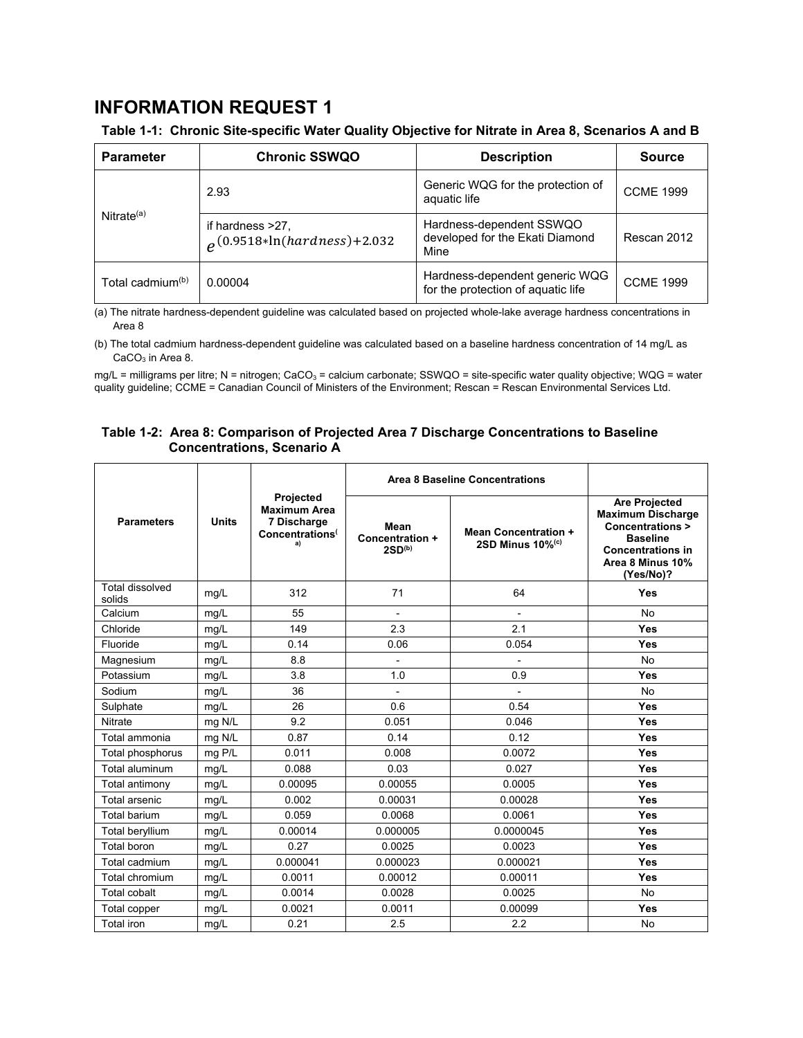# INFORMATION REQUEST 1

**Table 1-1: Chronic Site-specific Water Quality Objective for Nitrate in Area 8, Scenarios A and B**

| Parameter | Chronic SSWQO | Description | Source |
|---|---|---|---|
| Nitrate[(a)] | 2.93 | Generic WQG for the protection of aquatic life | CCME 1999 |
| | if hardness >27, $e^{(0.9518*\ln(hardness)+2.032}$ | Hardness-dependent SSWQO developed for the Ekati Diamond Mine | Rescan 2012 |
| Total cadmium[(b)] | 0.00004 | Hardness-dependent generic WQG for the protection of aquatic life | CCME 1999 |

(a) The nitrate hardness-dependent guideline was calculated based on projected whole-lake average hardness concentrations in Area 8

(b) The total cadmium hardness-dependent guideline was calculated based on a baseline hardness concentration of 14 mg/L as $CaCO_3$ in Area 8.

mg/L = milligrams per litre; N = nitrogen; $CaCO_3$ = calcium carbonate; SSWQO = site-specific water quality objective; WQG = water quality guideline; CCME = Canadian Council of Ministers of the Environment; Rescan = Rescan Environmental Services Ltd.

**Table 1-2: Area 8: Comparison of Projected Area 7 Discharge Concentrations to Baseline Concentrations, Scenario A**

| Parameters | Units | Projected Maximum Area 7 Discharge Concentrations[(a)] | Area 8 Baseline Concentrations | | Are Projected Maximum Discharge Concentrations > Baseline Concentrations in Area 8 Minus 10% (Yes/No)? |
|---|---|---|---|---|---|
| | | | Mean Concentration + 2SD[(b)] | Mean Concentration + 2SD Minus 10%[(c)] | |
| Total dissolved solids | mg/L | 312 | 71 | 64 | **Yes** |
| Calcium | mg/L | 55 | - | - | No |
| Chloride | mg/L | 149 | 2.3 | 2.1 | **Yes** |
| Fluoride | mg/L | 0.14 | 0.06 | 0.054 | **Yes** |
| Magnesium | mg/L | 8.8 | - | - | No |
| Potassium | mg/L | 3.8 | 1.0 | 0.9 | **Yes** |
| Sodium | mg/L | 36 | - | - | No |
| Sulphate | mg/L | 26 | 0.6 | 0.54 | **Yes** |
| Nitrate | mg N/L | 9.2 | 0.051 | 0.046 | **Yes** |
| Total ammonia | mg N/L | 0.87 | 0.14 | 0.12 | **Yes** |
| Total phosphorus | mg P/L | 0.011 | 0.008 | 0.0072 | **Yes** |
| Total aluminum | mg/L | 0.088 | 0.03 | 0.027 | **Yes** |
| Total antimony | mg/L | 0.00095 | 0.00055 | 0.0005 | **Yes** |
| Total arsenic | mg/L | 0.002 | 0.00031 | 0.00028 | **Yes** |
| Total barium | mg/L | 0.059 | 0.0068 | 0.0061 | **Yes** |
| Total beryllium | mg/L | 0.00014 | 0.000005 | 0.0000045 | **Yes** |
| Total boron | mg/L | 0.27 | 0.0025 | 0.0023 | **Yes** |
| Total cadmium | mg/L | 0.000041 | 0.000023 | 0.000021 | **Yes** |
| Total chromium | mg/L | 0.0011 | 0.00012 | 0.00011 | **Yes** |
| Total cobalt | mg/L | 0.0014 | 0.0028 | 0.0025 | No |
| Total copper | mg/L | 0.0021 | 0.0011 | 0.00099 | **Yes** |
| Total iron | mg/L | 0.21 | 2.5 | 2.2 | No |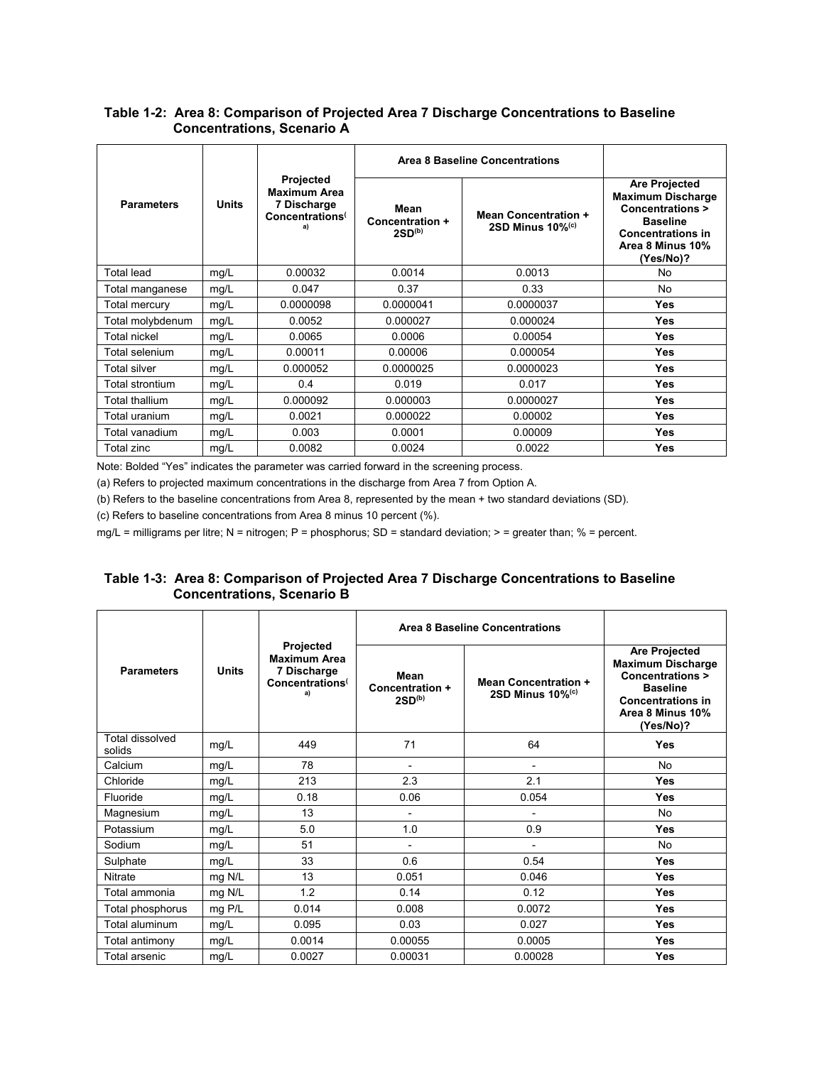**Table 1-2: Area 8: Comparison of Projected Area 7 Discharge Concentrations to Baseline Concentrations, Scenario A**

| Parameters | Units | Projected Maximum Area 7 Discharge Concentrations[(a)] | Area 8 Baseline Concentrations | | Are Projected Maximum Discharge Concentrations > Baseline Concentrations in Area 8 Minus 10% (Yes/No)? |
|---|---|---|---|---|---|
| | | | Mean Concentration + 2SD[(b)] | Mean Concentration + 2SD Minus 10%[(c)] | |
| Total lead | mg/L | 0.00032 | 0.0014 | 0.0013 | No |
| Total manganese | mg/L | 0.047 | 0.37 | 0.33 | No |
| Total mercury | mg/L | 0.0000098 | 0.0000041 | 0.0000037 | **Yes** |
| Total molybdenum | mg/L | 0.0052 | 0.000027 | 0.000024 | **Yes** |
| Total nickel | mg/L | 0.0065 | 0.0006 | 0.00054 | **Yes** |
| Total selenium | mg/L | 0.00011 | 0.00006 | 0.000054 | **Yes** |
| Total silver | mg/L | 0.000052 | 0.0000025 | 0.0000023 | **Yes** |
| Total strontium | mg/L | 0.4 | 0.019 | 0.017 | **Yes** |
| Total thallium | mg/L | 0.000092 | 0.000003 | 0.0000027 | **Yes** |
| Total uranium | mg/L | 0.0021 | 0.000022 | 0.00002 | **Yes** |
| Total vanadium | mg/L | 0.003 | 0.0001 | 0.00009 | **Yes** |
| Total zinc | mg/L | 0.0082 | 0.0024 | 0.0022 | **Yes** |

Note: Bolded "Yes" indicates the parameter was carried forward in the screening process.

(a) Refers to projected maximum concentrations in the discharge from Area 7 from Option A.

(b) Refers to the baseline concentrations from Area 8, represented by the mean + two standard deviations (SD).

(c) Refers to baseline concentrations from Area 8 minus 10 percent (%).

mg/L = milligrams per litre; N = nitrogen; P = phosphorus; SD = standard deviation; > = greater than; % = percent.

**Table 1-3: Area 8: Comparison of Projected Area 7 Discharge Concentrations to Baseline Concentrations, Scenario B**

| Parameters | Units | Projected Maximum Area 7 Discharge Concentrations[(a)] | Area 8 Baseline Concentrations | | Are Projected Maximum Discharge Concentrations > Baseline Concentrations in Area 8 Minus 10% (Yes/No)? |
|---|---|---|---|---|---|
| | | | Mean Concentration + 2SD[(b)] | Mean Concentration + 2SD Minus 10%[(c)] | |
| Total dissolved solids | mg/L | 449 | 71 | 64 | **Yes** |
| Calcium | mg/L | 78 | - | - | No |
| Chloride | mg/L | 213 | 2.3 | 2.1 | **Yes** |
| Fluoride | mg/L | 0.18 | 0.06 | 0.054 | **Yes** |
| Magnesium | mg/L | 13 | - | - | No |
| Potassium | mg/L | 5.0 | 1.0 | 0.9 | **Yes** |
| Sodium | mg/L | 51 | - | - | No |
| Sulphate | mg/L | 33 | 0.6 | 0.54 | **Yes** |
| Nitrate | mg N/L | 13 | 0.051 | 0.046 | **Yes** |
| Total ammonia | mg N/L | 1.2 | 0.14 | 0.12 | **Yes** |
| Total phosphorus | mg P/L | 0.014 | 0.008 | 0.0072 | **Yes** |
| Total aluminum | mg/L | 0.095 | 0.03 | 0.027 | **Yes** |
| Total antimony | mg/L | 0.0014 | 0.00055 | 0.0005 | **Yes** |
| Total arsenic | mg/L | 0.0027 | 0.00031 | 0.00028 | **Yes** |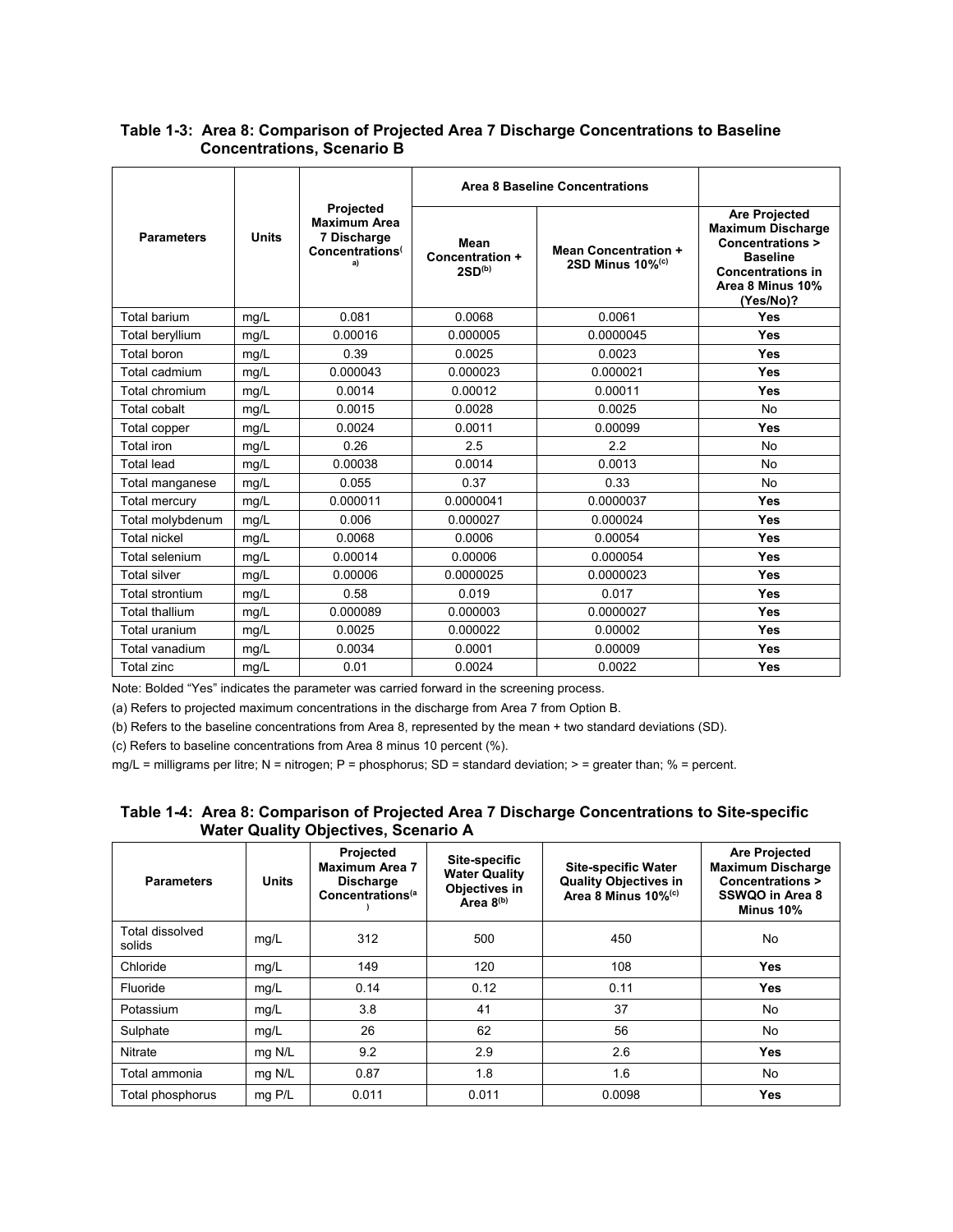**Table 1-3: Area 8: Comparison of Projected Area 7 Discharge Concentrations to Baseline Concentrations, Scenario B**

| Parameters | Units | Projected Maximum Area 7 Discharge Concentrations[(a)] | Area 8 Baseline Concentrations | | Are Projected Maximum Discharge Concentrations > Baseline Concentrations in Area 8 Minus 10% (Yes/No)? |
|---|---|---|---|---|---|
| | | | Mean Concentration + 2SD[(b)] | Mean Concentration + 2SD Minus 10%[(c)] | |
| Total barium | mg/L | 0.081 | 0.0068 | 0.0061 | **Yes** |
| Total beryllium | mg/L | 0.00016 | 0.000005 | 0.0000045 | **Yes** |
| Total boron | mg/L | 0.39 | 0.0025 | 0.0023 | **Yes** |
| Total cadmium | mg/L | 0.000043 | 0.000023 | 0.000021 | **Yes** |
| Total chromium | mg/L | 0.0014 | 0.00012 | 0.00011 | **Yes** |
| Total cobalt | mg/L | 0.0015 | 0.0028 | 0.0025 | No |
| Total copper | mg/L | 0.0024 | 0.0011 | 0.00099 | **Yes** |
| Total iron | mg/L | 0.26 | 2.5 | 2.2 | No |
| Total lead | mg/L | 0.00038 | 0.0014 | 0.0013 | No |
| Total manganese | mg/L | 0.055 | 0.37 | 0.33 | No |
| Total mercury | mg/L | 0.000011 | 0.0000041 | 0.0000037 | **Yes** |
| Total molybdenum | mg/L | 0.006 | 0.000027 | 0.000024 | **Yes** |
| Total nickel | mg/L | 0.0068 | 0.0006 | 0.00054 | **Yes** |
| Total selenium | mg/L | 0.00014 | 0.00006 | 0.000054 | **Yes** |
| Total silver | mg/L | 0.00006 | 0.0000025 | 0.0000023 | **Yes** |
| Total strontium | mg/L | 0.58 | 0.019 | 0.017 | **Yes** |
| Total thallium | mg/L | 0.000089 | 0.000003 | 0.0000027 | **Yes** |
| Total uranium | mg/L | 0.0025 | 0.000022 | 0.00002 | **Yes** |
| Total vanadium | mg/L | 0.0034 | 0.0001 | 0.00009 | **Yes** |
| Total zinc | mg/L | 0.01 | 0.0024 | 0.0022 | **Yes** |

Note: Bolded "Yes" indicates the parameter was carried forward in the screening process.

(a) Refers to projected maximum concentrations in the discharge from Area 7 from Option B.

(b) Refers to the baseline concentrations from Area 8, represented by the mean + two standard deviations (SD).

(c) Refers to baseline concentrations from Area 8 minus 10 percent (%).

mg/L = milligrams per litre; N = nitrogen; P = phosphorus; SD = standard deviation; > = greater than; % = percent.

**Table 1-4: Area 8: Comparison of Projected Area 7 Discharge Concentrations to Site-specific Water Quality Objectives, Scenario A**

| Parameters | Units | Projected Maximum Area 7 Discharge Concentrations[(a)] | Site-specific Water Quality Objectives in Area 8[(b)] | Site-specific Water Quality Objectives in Area 8 Minus 10%[(c)] | Are Projected Maximum Discharge Concentrations > SSWQO in Area 8 Minus 10% |
|---|---|---|---|---|---|
| Total dissolved solids | mg/L | 312 | 500 | 450 | No |
| Chloride | mg/L | 149 | 120 | 108 | **Yes** |
| Fluoride | mg/L | 0.14 | 0.12 | 0.11 | **Yes** |
| Potassium | mg/L | 3.8 | 41 | 37 | No |
| Sulphate | mg/L | 26 | 62 | 56 | No |
| Nitrate | mg N/L | 9.2 | 2.9 | 2.6 | **Yes** |
| Total ammonia | mg N/L | 0.87 | 1.8 | 1.6 | No |
| Total phosphorus | mg P/L | 0.011 | 0.011 | 0.0098 | **Yes** |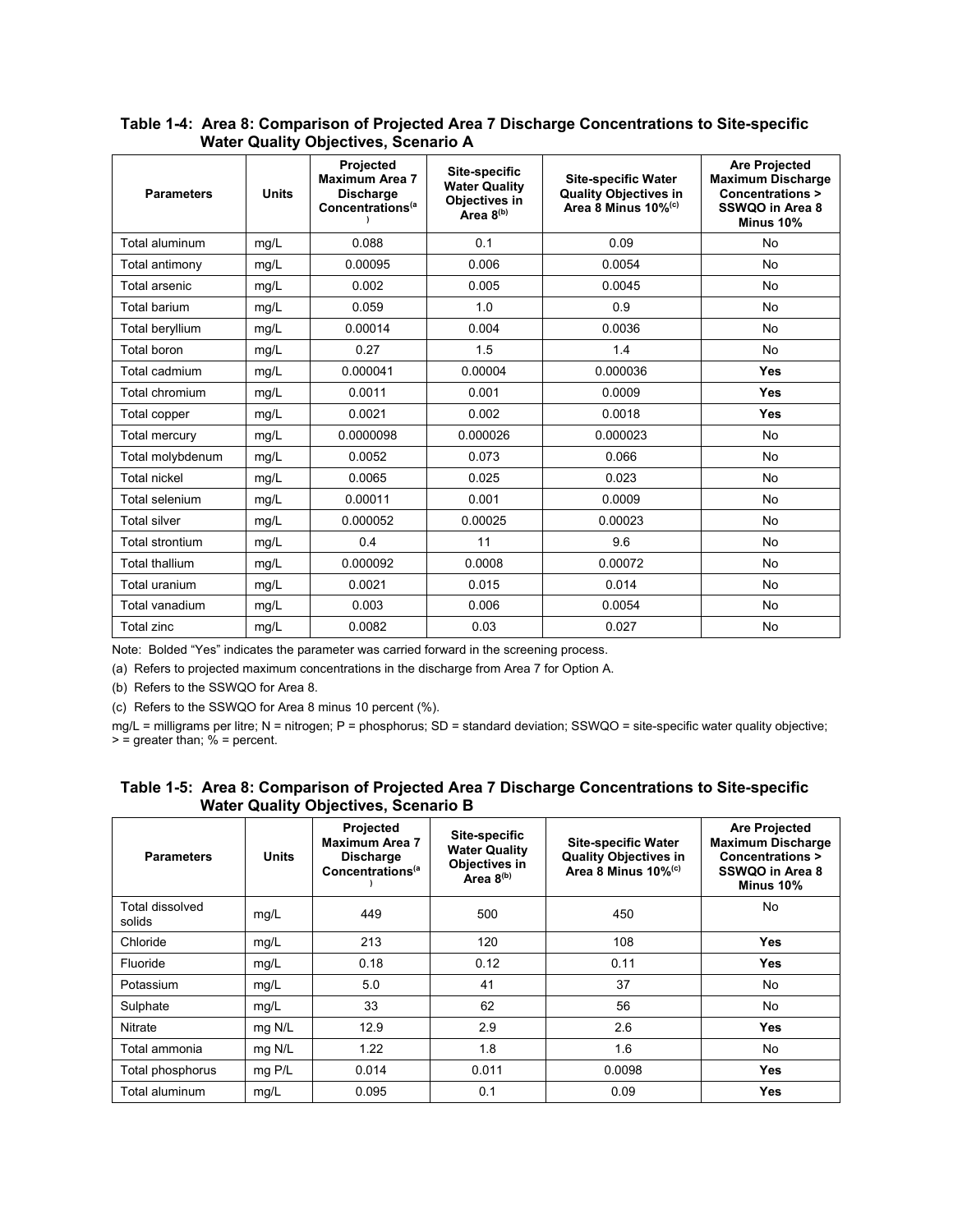**Table 1-4: Area 8: Comparison of Projected Area 7 Discharge Concentrations to Site-specific Water Quality Objectives, Scenario A**

| Parameters | Units | Projected Maximum Area 7 Discharge Concentrations[(a)] | Site-specific Water Quality Objectives in Area 8[(b)] | Site-specific Water Quality Objectives in Area 8 Minus 10%[(c)] | Are Projected Maximum Discharge Concentrations > SSWQO in Area 8 Minus 10% |
|---|---|---|---|---|---|
| Total aluminum | mg/L | 0.088 | 0.1 | 0.09 | No |
| Total antimony | mg/L | 0.00095 | 0.006 | 0.0054 | No |
| Total arsenic | mg/L | 0.002 | 0.005 | 0.0045 | No |
| Total barium | mg/L | 0.059 | 1.0 | 0.9 | No |
| Total beryllium | mg/L | 0.00014 | 0.004 | 0.0036 | No |
| Total boron | mg/L | 0.27 | 1.5 | 1.4 | No |
| Total cadmium | mg/L | 0.000041 | 0.00004 | 0.000036 | **Yes** |
| Total chromium | mg/L | 0.0011 | 0.001 | 0.0009 | **Yes** |
| Total copper | mg/L | 0.0021 | 0.002 | 0.0018 | **Yes** |
| Total mercury | mg/L | 0.0000098 | 0.000026 | 0.000023 | No |
| Total molybdenum | mg/L | 0.0052 | 0.073 | 0.066 | No |
| Total nickel | mg/L | 0.0065 | 0.025 | 0.023 | No |
| Total selenium | mg/L | 0.00011 | 0.001 | 0.0009 | No |
| Total silver | mg/L | 0.000052 | 0.00025 | 0.00023 | No |
| Total strontium | mg/L | 0.4 | 11 | 9.6 | No |
| Total thallium | mg/L | 0.000092 | 0.0008 | 0.00072 | No |
| Total uranium | mg/L | 0.0021 | 0.015 | 0.014 | No |
| Total vanadium | mg/L | 0.003 | 0.006 | 0.0054 | No |
| Total zinc | mg/L | 0.0082 | 0.03 | 0.027 | No |

Note: Bolded "Yes" indicates the parameter was carried forward in the screening process.

(a) Refers to projected maximum concentrations in the discharge from Area 7 for Option A.

(b) Refers to the SSWQO for Area 8.

(c) Refers to the SSWQO for Area 8 minus 10 percent (%).

mg/L = milligrams per litre; N = nitrogen; P = phosphorus; SD = standard deviation; SSWQO = site-specific water quality objective; > = greater than; % = percent.

**Table 1-5: Area 8: Comparison of Projected Area 7 Discharge Concentrations to Site-specific Water Quality Objectives, Scenario B**

| Parameters | Units | Projected Maximum Area 7 Discharge Concentrations[(a)] | Site-specific Water Quality Objectives in Area 8[(b)] | Site-specific Water Quality Objectives in Area 8 Minus 10%[(c)] | Are Projected Maximum Discharge Concentrations > SSWQO in Area 8 Minus 10% |
|---|---|---|---|---|---|
| Total dissolved solids | mg/L | 449 | 500 | 450 | No |
| Chloride | mg/L | 213 | 120 | 108 | **Yes** |
| Fluoride | mg/L | 0.18 | 0.12 | 0.11 | **Yes** |
| Potassium | mg/L | 5.0 | 41 | 37 | No |
| Sulphate | mg/L | 33 | 62 | 56 | No |
| Nitrate | mg N/L | 12.9 | 2.9 | 2.6 | **Yes** |
| Total ammonia | mg N/L | 1.22 | 1.8 | 1.6 | No |
| Total phosphorus | mg P/L | 0.014 | 0.011 | 0.0098 | **Yes** |
| Total aluminum | mg/L | 0.095 | 0.1 | 0.09 | **Yes** |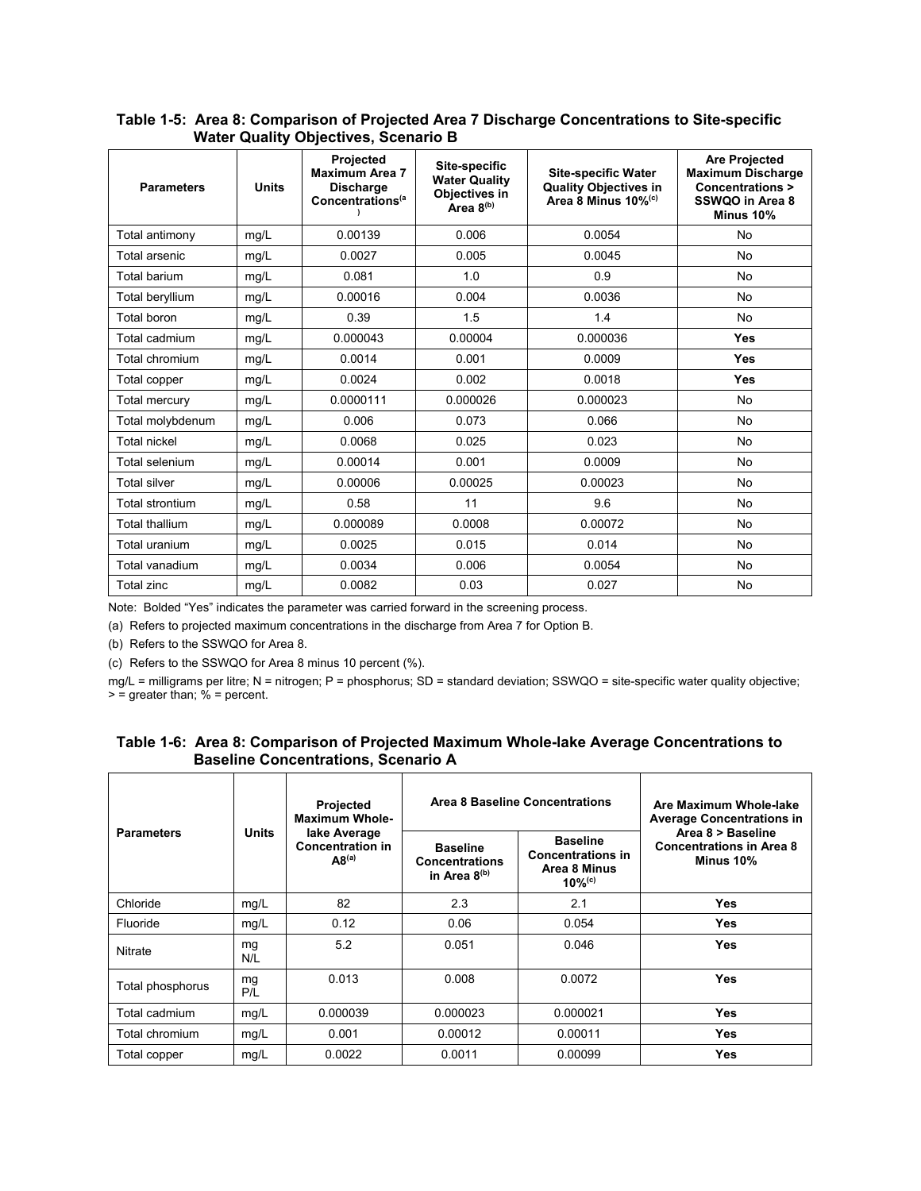**Table 1-5: Area 8: Comparison of Projected Area 7 Discharge Concentrations to Site-specific Water Quality Objectives, Scenario B**

| Parameters | Units | Projected Maximum Area 7 Discharge Concentrations[a] | Site-specific Water Quality Objectives in Area 8[b] | Site-specific Water Quality Objectives in Area 8 Minus 10%[c] | Are Projected Maximum Discharge Concentrations > SSWQO in Area 8 Minus 10% |
|---|---|---|---|---|---|
| Total antimony | mg/L | 0.00139 | 0.006 | 0.0054 | No |
| Total arsenic | mg/L | 0.0027 | 0.005 | 0.0045 | No |
| Total barium | mg/L | 0.081 | 1.0 | 0.9 | No |
| Total beryllium | mg/L | 0.00016 | 0.004 | 0.0036 | No |
| Total boron | mg/L | 0.39 | 1.5 | 1.4 | No |
| Total cadmium | mg/L | 0.000043 | 0.00004 | 0.000036 | **Yes** |
| Total chromium | mg/L | 0.0014 | 0.001 | 0.0009 | **Yes** |
| Total copper | mg/L | 0.0024 | 0.002 | 0.0018 | **Yes** |
| Total mercury | mg/L | 0.0000111 | 0.000026 | 0.000023 | No |
| Total molybdenum | mg/L | 0.006 | 0.073 | 0.066 | No |
| Total nickel | mg/L | 0.0068 | 0.025 | 0.023 | No |
| Total selenium | mg/L | 0.00014 | 0.001 | 0.0009 | No |
| Total silver | mg/L | 0.00006 | 0.00025 | 0.00023 | No |
| Total strontium | mg/L | 0.58 | 11 | 9.6 | No |
| Total thallium | mg/L | 0.000089 | 0.0008 | 0.00072 | No |
| Total uranium | mg/L | 0.0025 | 0.015 | 0.014 | No |
| Total vanadium | mg/L | 0.0034 | 0.006 | 0.0054 | No |
| Total zinc | mg/L | 0.0082 | 0.03 | 0.027 | No |

Note: Bolded "Yes" indicates the parameter was carried forward in the screening process.

(a) Refers to projected maximum concentrations in the discharge from Area 7 for Option B.

(b) Refers to the SSWQO for Area 8.

(c) Refers to the SSWQO for Area 8 minus 10 percent (%).

mg/L = milligrams per litre; N = nitrogen; P = phosphorus; SD = standard deviation; SSWQO = site-specific water quality objective; > = greater than; % = percent.

**Table 1-6: Area 8: Comparison of Projected Maximum Whole-lake Average Concentrations to Baseline Concentrations, Scenario A**

| Parameters | Units | Projected Maximum Whole-lake Average Concentration in A8[a] | Area 8 Baseline Concentrations | | Are Maximum Whole-lake Average Concentrations in Area 8 > Baseline Concentrations in Area 8 Minus 10% |
|---|---|---|---|---|---|
| | | | Baseline Concentrations in Area 8[b] | Baseline Concentrations in Area 8 Minus 10%[c] | |
| Chloride | mg/L | 82 | 2.3 | 2.1 | **Yes** |
| Fluoride | mg/L | 0.12 | 0.06 | 0.054 | **Yes** |
| Nitrate | mg N/L | 5.2 | 0.051 | 0.046 | **Yes** |
| Total phosphorus | mg P/L | 0.013 | 0.008 | 0.0072 | **Yes** |
| Total cadmium | mg/L | 0.000039 | 0.000023 | 0.000021 | **Yes** |
| Total chromium | mg/L | 0.001 | 0.00012 | 0.00011 | **Yes** |
| Total copper | mg/L | 0.0022 | 0.0011 | 0.00099 | **Yes** |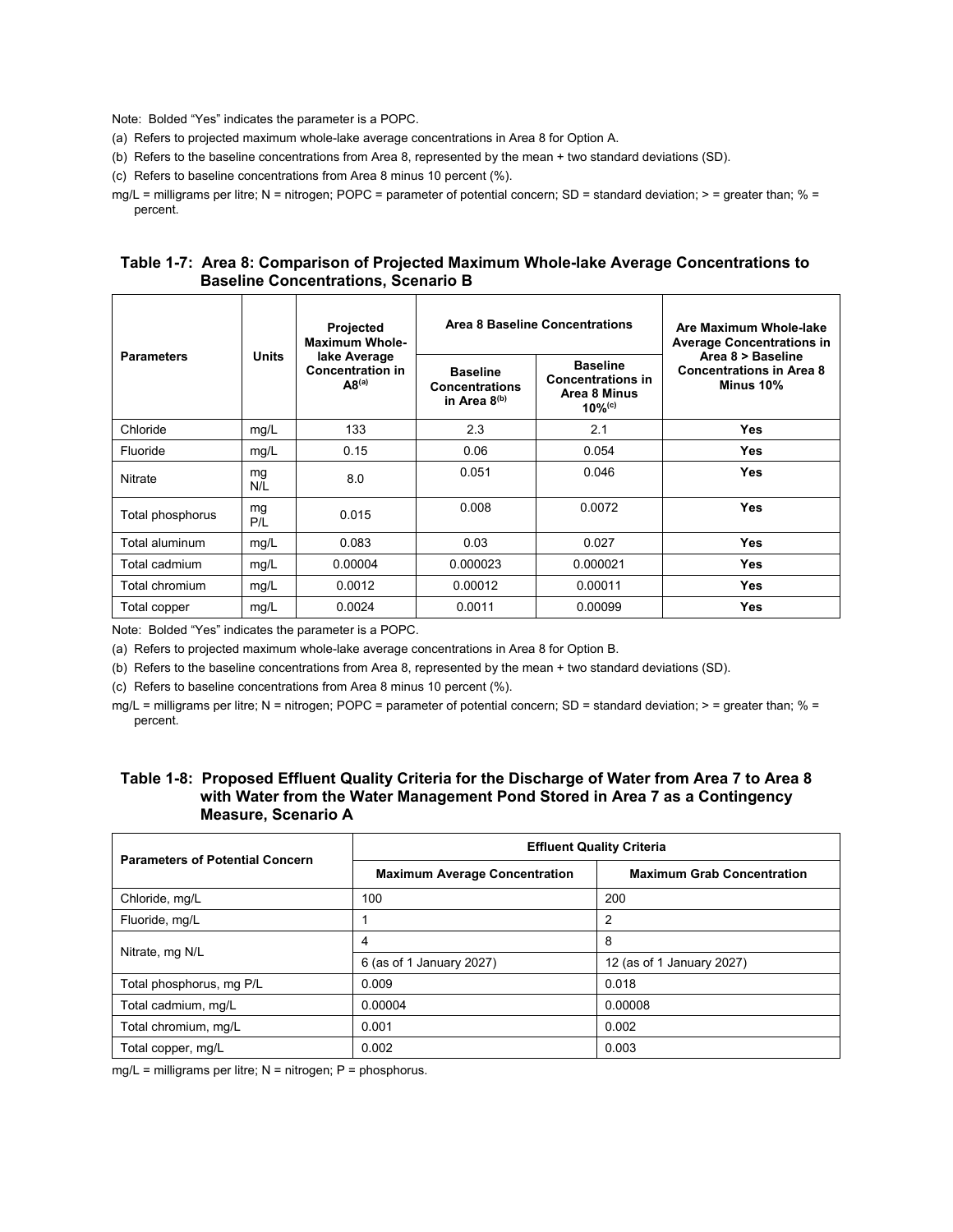Note: Bolded "Yes" indicates the parameter is a POPC.

(a) Refers to projected maximum whole-lake average concentrations in Area 8 for Option A.

(b) Refers to the baseline concentrations from Area 8, represented by the mean + two standard deviations (SD).

(c) Refers to baseline concentrations from Area 8 minus 10 percent (%).

mg/L = milligrams per litre; N = nitrogen; POPC = parameter of potential concern; SD = standard deviation; > = greater than; % = percent.

### Table 1-7: Area 8: Comparison of Projected Maximum Whole-lake Average Concentrations to Baseline Concentrations, Scenario B

| Parameters | Units | Projected Maximum Whole-lake Average Concentration in A8[(a)] | Area 8 Baseline Concentrations | | Are Maximum Whole-lake Average Concentrations in Area 8 > Baseline Concentrations in Area 8 Minus 10% |
|---|---|---|---|---|---|
| | | | Baseline Concentrations in Area 8[(b)] | Baseline Concentrations in Area 8 Minus 10%[(c)] | |
| Chloride | mg/L | 133 | 2.3 | 2.1 | **Yes** |
| Fluoride | mg/L | 0.15 | 0.06 | 0.054 | **Yes** |
| Nitrate | mg N/L | 8.0 | 0.051 | 0.046 | **Yes** |
| Total phosphorus | mg P/L | 0.015 | 0.008 | 0.0072 | **Yes** |
| Total aluminum | mg/L | 0.083 | 0.03 | 0.027 | **Yes** |
| Total cadmium | mg/L | 0.00004 | 0.000023 | 0.000021 | **Yes** |
| Total chromium | mg/L | 0.0012 | 0.00012 | 0.00011 | **Yes** |
| Total copper | mg/L | 0.0024 | 0.0011 | 0.00099 | **Yes** |

Note: Bolded "Yes" indicates the parameter is a POPC.

(a) Refers to projected maximum whole-lake average concentrations in Area 8 for Option B.

(b) Refers to the baseline concentrations from Area 8, represented by the mean + two standard deviations (SD).

(c) Refers to baseline concentrations from Area 8 minus 10 percent (%).

mg/L = milligrams per litre; N = nitrogen; POPC = parameter of potential concern; SD = standard deviation; > = greater than; % = percent.

### Table 1-8: Proposed Effluent Quality Criteria for the Discharge of Water from Area 7 to Area 8 with Water from the Water Management Pond Stored in Area 7 as a Contingency Measure, Scenario A

| Parameters of Potential Concern | Effluent Quality Criteria | |
|---|---|---|
| | Maximum Average Concentration | Maximum Grab Concentration |
| Chloride, mg/L | 100 | 200 |
| Fluoride, mg/L | 1 | 2 |
| Nitrate, mg N/L | 4 | 8 |
| | 6 (as of 1 January 2027) | 12 (as of 1 January 2027) |
| Total phosphorus, mg P/L | 0.009 | 0.018 |
| Total cadmium, mg/L | 0.00004 | 0.00008 |
| Total chromium, mg/L | 0.001 | 0.002 |
| Total copper, mg/L | 0.002 | 0.003 |

mg/L = milligrams per litre; N = nitrogen; P = phosphorus.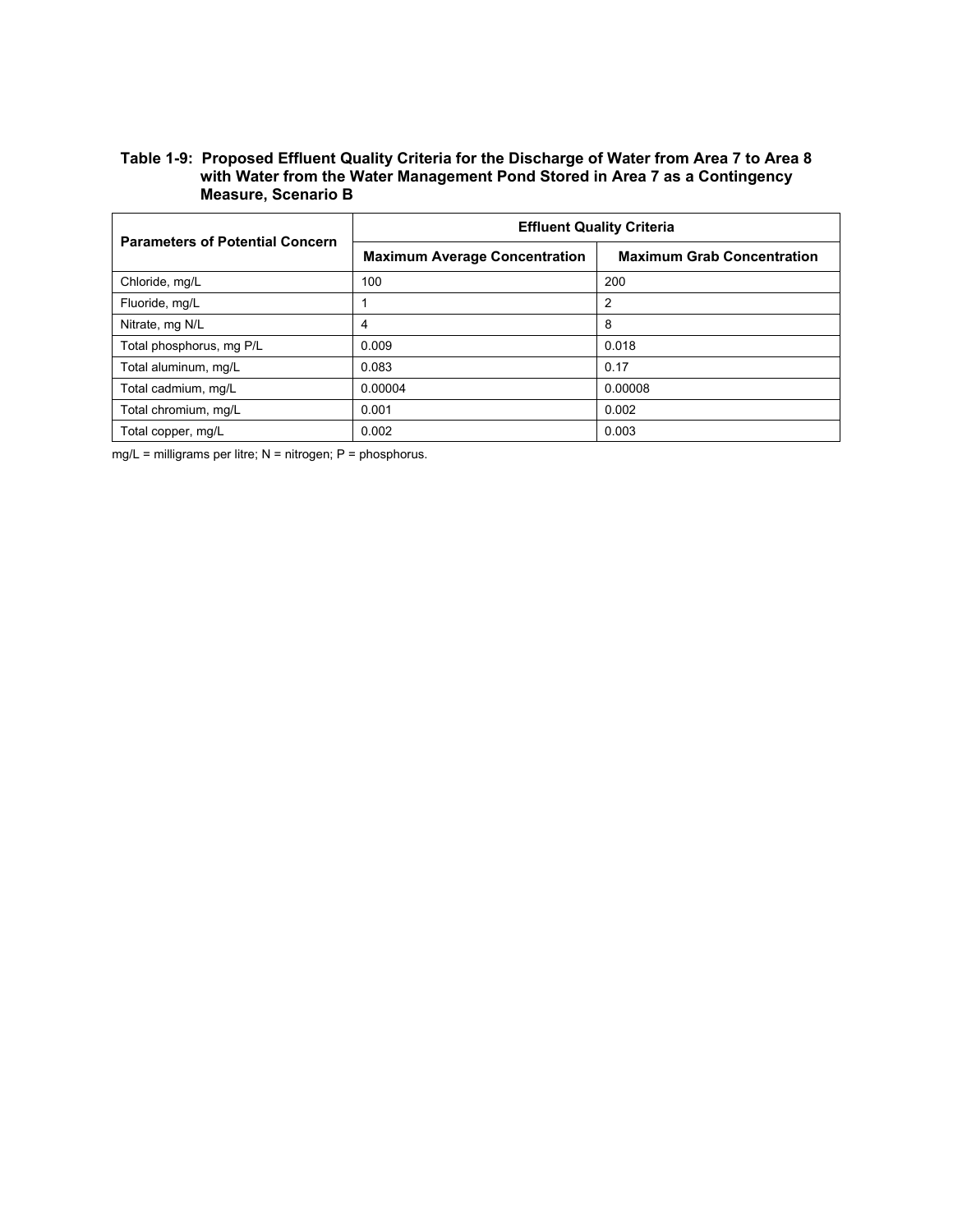**Table 1-9: Proposed Effluent Quality Criteria for the Discharge of Water from Area 7 to Area 8 with Water from the Water Management Pond Stored in Area 7 as a Contingency Measure, Scenario B**

| Parameters of Potential Concern | Effluent Quality Criteria | |
|---|---|---|
| | Maximum Average Concentration | Maximum Grab Concentration |
| Chloride, mg/L | 100 | 200 |
| Fluoride, mg/L | 1 | 2 |
| Nitrate, mg N/L | 4 | 8 |
| Total phosphorus, mg P/L | 0.009 | 0.018 |
| Total aluminum, mg/L | 0.083 | 0.17 |
| Total cadmium, mg/L | 0.00004 | 0.00008 |
| Total chromium, mg/L | 0.001 | 0.002 |
| Total copper, mg/L | 0.002 | 0.003 |

mg/L = milligrams per litre; N = nitrogen; P = phosphorus.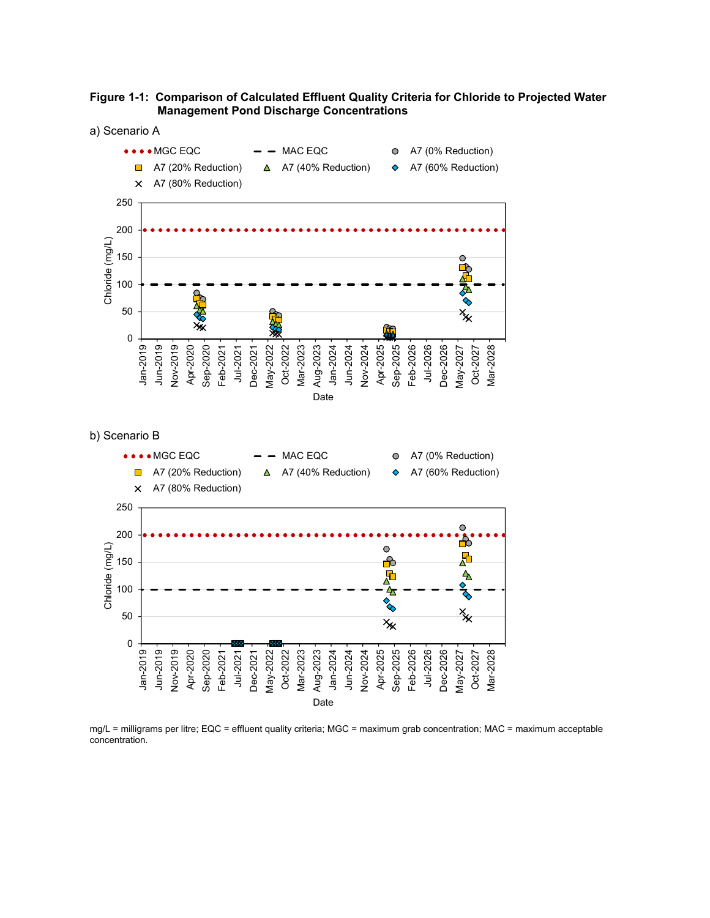**Figure 1-1: Comparison of Calculated Effluent Quality Criteria for Chloride to Projected Water Management Pond Discharge Concentrations**

a) Scenario A

b) Scenario B

mg/L = milligrams per litre; EQC = effluent quality criteria; MGC = maximum grab concentration; MAC = maximum acceptable concentration.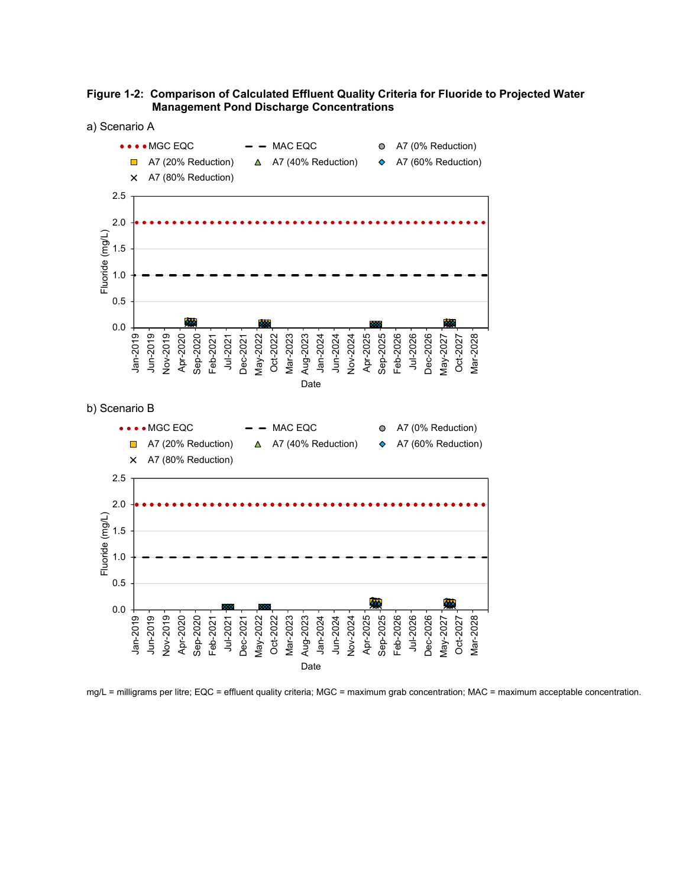**Figure 1-2: Comparison of Calculated Effluent Quality Criteria for Fluoride to Projected Water Management Pond Discharge Concentrations**

a) Scenario A

b) Scenario B

mg/L = milligrams per litre; EQC = effluent quality criteria; MGC = maximum grab concentration; MAC = maximum acceptable concentration.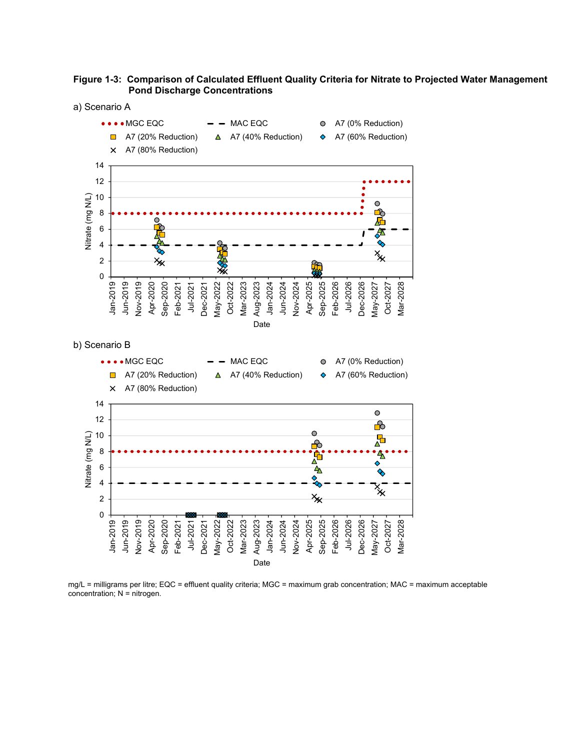**Figure 1-3: Comparison of Calculated Effluent Quality Criteria for Nitrate to Projected Water Management Pond Discharge Concentrations**

a) Scenario A

MGC EQC | MAC EQC | A7 (0% Reduction) | A7 (20% Reduction) | A7 (40% Reduction) | A7 (60% Reduction) | A7 (80% Reduction)

Nitrate (mg N/L)

Date

b) Scenario B

MGC EQC | MAC EQC | A7 (0% Reduction) | A7 (20% Reduction) | A7 (40% Reduction) | A7 (60% Reduction) | A7 (80% Reduction)

Nitrate (mg N/L)

Date

mg/L = milligrams per litre; EQC = effluent quality criteria; MGC = maximum grab concentration; MAC = maximum acceptable concentration; N = nitrogen.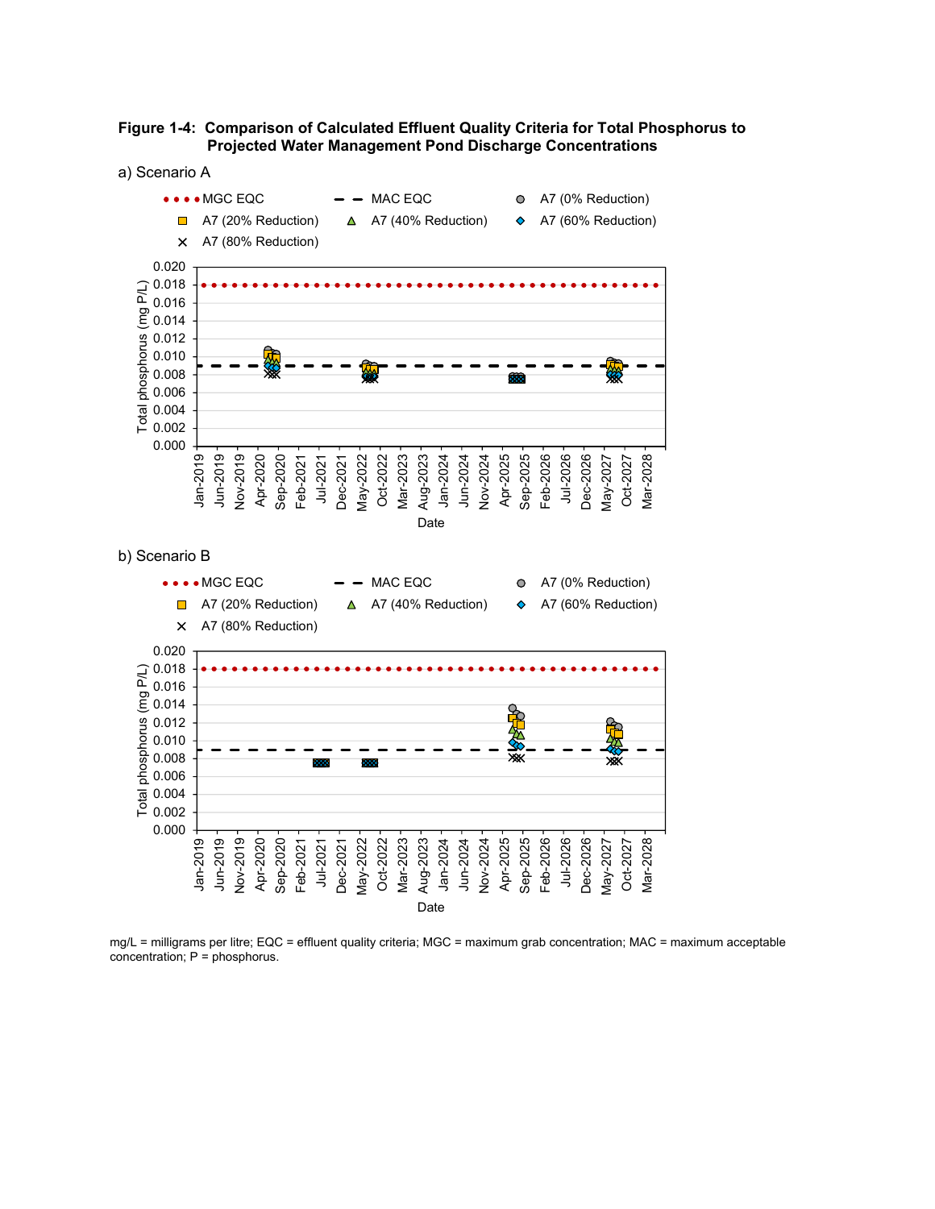**Figure 1-4: Comparison of Calculated Effluent Quality Criteria for Total Phosphorus to Projected Water Management Pond Discharge Concentrations**

a) Scenario A

MGC EQC | MAC EQC | A7 (0% Reduction) | A7 (20% Reduction) | A7 (40% Reduction) | A7 (60% Reduction) | A7 (80% Reduction)

Total phosphorus (mg P/L)

0.020
0.018
0.016
0.014
0.012
0.010
0.008
0.006
0.004
0.002
0.000

Jan-2019 | Jun-2019 | Nov-2019 | Apr-2020 | Sep-2020 | Feb-2021 | Jul-2021 | Dec-2021 | May-2022 | Oct-2022 | Mar-2023 | Aug-2023 | Jan-2024 | Jun-2024 | Nov-2024 | Apr-2025 | Sep-2025 | Feb-2026 | Jul-2026 | Dec-2026 | May-2027 | Oct-2027 | Mar-2028

Date

b) Scenario B

MGC EQC | MAC EQC | A7 (0% Reduction) | A7 (20% Reduction) | A7 (40% Reduction) | A7 (60% Reduction) | A7 (80% Reduction)

Total phosphorus (mg P/L)

0.020
0.018
0.016
0.014
0.012
0.010
0.008
0.006
0.004
0.002
0.000

Jan-2019 | Jun-2019 | Nov-2019 | Apr-2020 | Sep-2020 | Feb-2021 | Jul-2021 | Dec-2021 | May-2022 | Oct-2022 | Mar-2023 | Aug-2023 | Jan-2024 | Jun-2024 | Nov-2024 | Apr-2025 | Sep-2025 | Feb-2026 | Jul-2026 | Dec-2026 | May-2027 | Oct-2027 | Mar-2028

Date

mg/L = milligrams per litre; EQC = effluent quality criteria; MGC = maximum grab concentration; MAC = maximum acceptable concentration; P = phosphorus.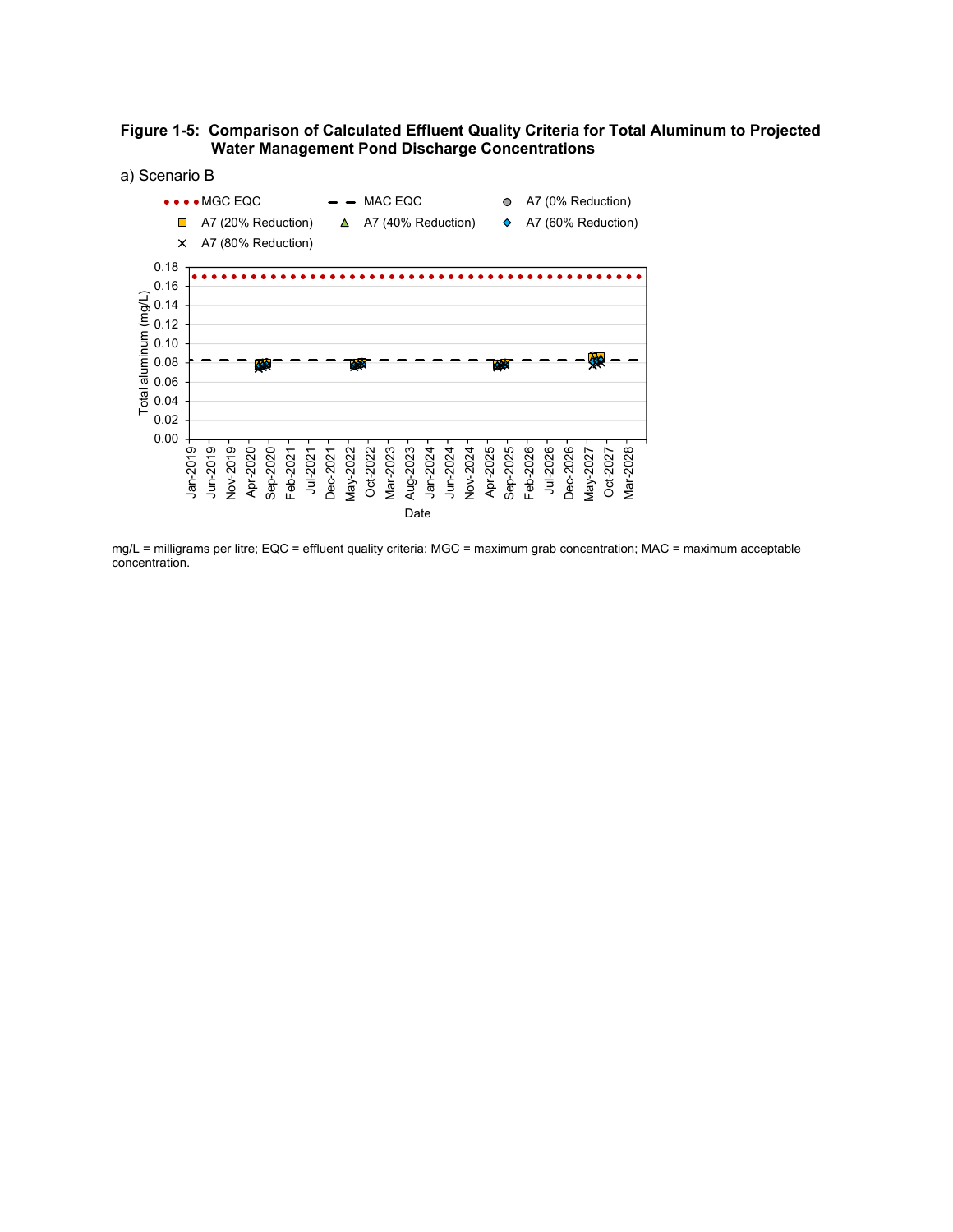**Figure 1-5: Comparison of Calculated Effluent Quality Criteria for Total Aluminum to Projected Water Management Pond Discharge Concentrations**

a) Scenario B

MGC EQC | MAC EQC | A7 (0% Reduction) | A7 (20% Reduction) | A7 (40% Reduction) | A7 (60% Reduction) | A7 (80% Reduction)

Total aluminum (mg/L)

0.18, 0.16, 0.14, 0.12, 0.10, 0.08, 0.06, 0.04, 0.02, 0.00

Jan-2019, Jun-2019, Nov-2019, Apr-2020, Sep-2020, Feb-2021, Jul-2021, Dec-2021, May-2022, Oct-2022, Mar-2023, Aug-2023, Jan-2024, Jun-2024, Nov-2024, Apr-2025, Sep-2025, Feb-2026, Jul-2026, Dec-2026, May-2027, Oct-2027, Mar-2028

Date

mg/L = milligrams per litre; EQC = effluent quality criteria; MGC = maximum grab concentration; MAC = maximum acceptable concentration.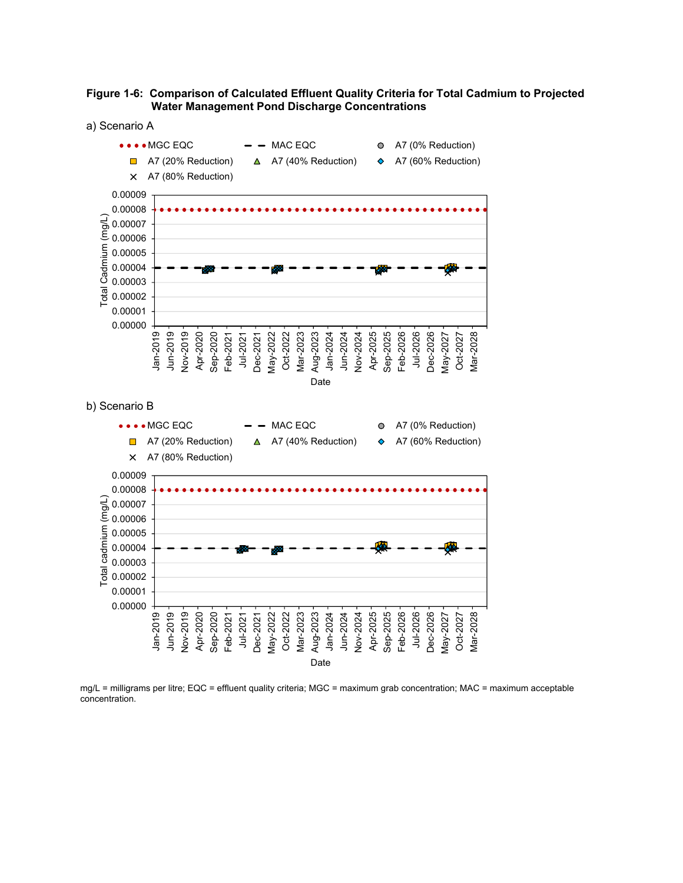**Figure 1-6: Comparison of Calculated Effluent Quality Criteria for Total Cadmium to Projected Water Management Pond Discharge Concentrations**

a) Scenario A

MGC EQC | MAC EQC | A7 (0% Reduction) | A7 (20% Reduction) | A7 (40% Reduction) | A7 (60% Reduction) | A7 (80% Reduction)

Total Cadmium (mg/L): 0.00000, 0.00001, 0.00002, 0.00003, 0.00004, 0.00005, 0.00006, 0.00007, 0.00008, 0.00009

Date: Jan-2019, Jun-2019, Nov-2019, Apr-2020, Sep-2020, Feb-2021, Jul-2021, Dec-2021, May-2022, Oct-2022, Mar-2023, Aug-2023, Jan-2024, Jun-2024, Nov-2024, Apr-2025, Sep-2025, Feb-2026, Jul-2026, Dec-2026, May-2027, Oct-2027, Mar-2028

b) Scenario B

MGC EQC | MAC EQC | A7 (0% Reduction) | A7 (20% Reduction) | A7 (40% Reduction) | A7 (60% Reduction) | A7 (80% Reduction)

Total cadmium (mg/L): 0.00000, 0.00001, 0.00002, 0.00003, 0.00004, 0.00005, 0.00006, 0.00007, 0.00008, 0.00009

Date: Jan-2019, Jun-2019, Nov-2019, Apr-2020, Sep-2020, Feb-2021, Jul-2021, Dec-2021, May-2022, Oct-2022, Mar-2023, Aug-2023, Jan-2024, Jun-2024, Nov-2024, Apr-2025, Sep-2025, Feb-2026, Jul-2026, Dec-2026, May-2027, Oct-2027, Mar-2028

mg/L = milligrams per litre; EQC = effluent quality criteria; MGC = maximum grab concentration; MAC = maximum acceptable concentration.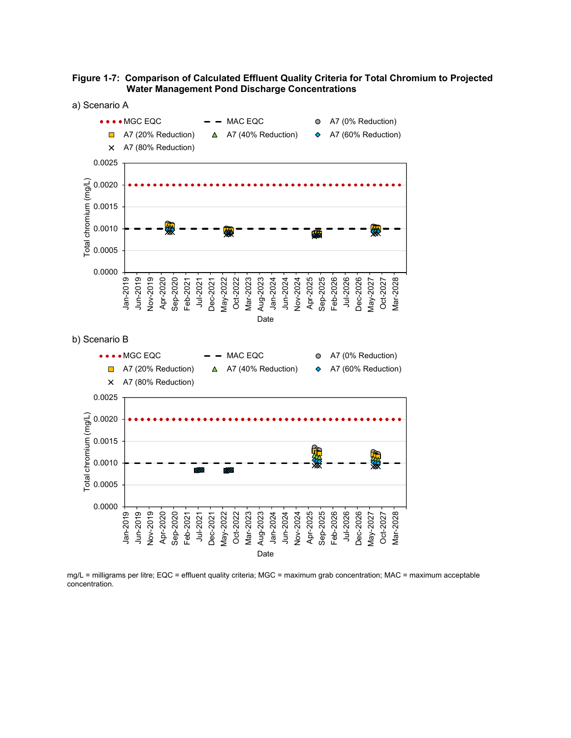**Figure 1-7: Comparison of Calculated Effluent Quality Criteria for Total Chromium to Projected Water Management Pond Discharge Concentrations**

a) Scenario A

MGC EQC | MAC EQC | A7 (0% Reduction) | A7 (20% Reduction) | A7 (40% Reduction) | A7 (60% Reduction) | A7 (80% Reduction)

Total chromium (mg/L): 0.0000, 0.0005, 0.0010, 0.0015, 0.0020, 0.0025

Date: Jan-2019, Jun-2019, Nov-2019, Apr-2020, Sep-2020, Feb-2021, Jul-2021, Dec-2021, May-2022, Oct-2022, Mar-2023, Aug-2023, Jan-2024, Jun-2024, Nov-2024, Apr-2025, Sep-2025, Feb-2026, Jul-2026, Dec-2026, May-2027, Oct-2027, Mar-2028

b) Scenario B

MGC EQC | MAC EQC | A7 (0% Reduction) | A7 (20% Reduction) | A7 (40% Reduction) | A7 (60% Reduction) | A7 (80% Reduction)

Total chromium (mg/L): 0.0000, 0.0005, 0.0010, 0.0015, 0.0020, 0.0025

Date: Jan-2019, Jun-2019, Nov-2019, Apr-2020, Sep-2020, Feb-2021, Jul-2021, Dec-2021, May-2022, Oct-2022, Mar-2023, Aug-2023, Jan-2024, Jun-2024, Nov-2024, Apr-2025, Sep-2025, Feb-2026, Jul-2026, Dec-2026, May-2027, Oct-2027, Mar-2028

mg/L = milligrams per litre; EQC = effluent quality criteria; MGC = maximum grab concentration; MAC = maximum acceptable concentration.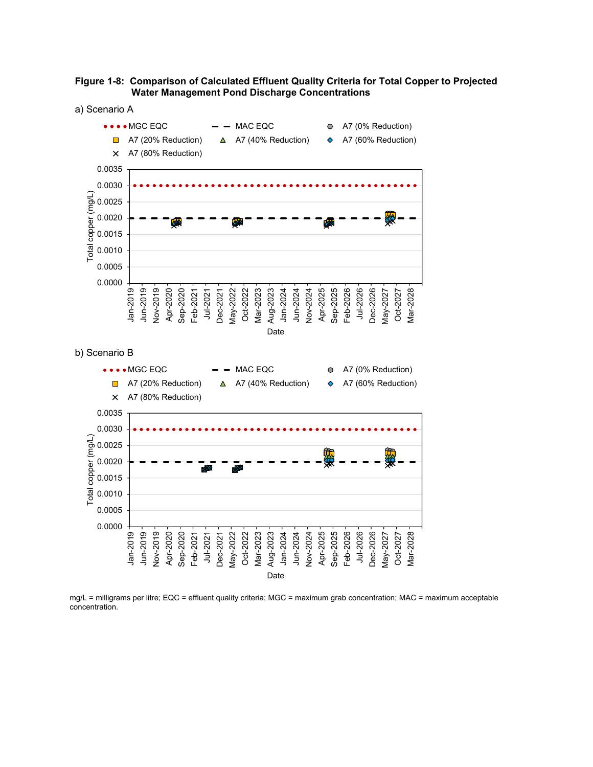**Figure 1-8: Comparison of Calculated Effluent Quality Criteria for Total Copper to Projected Water Management Pond Discharge Concentrations**

a) Scenario A

b) Scenario B

mg/L = milligrams per litre; EQC = effluent quality criteria; MGC = maximum grab concentration; MAC = maximum acceptable concentration.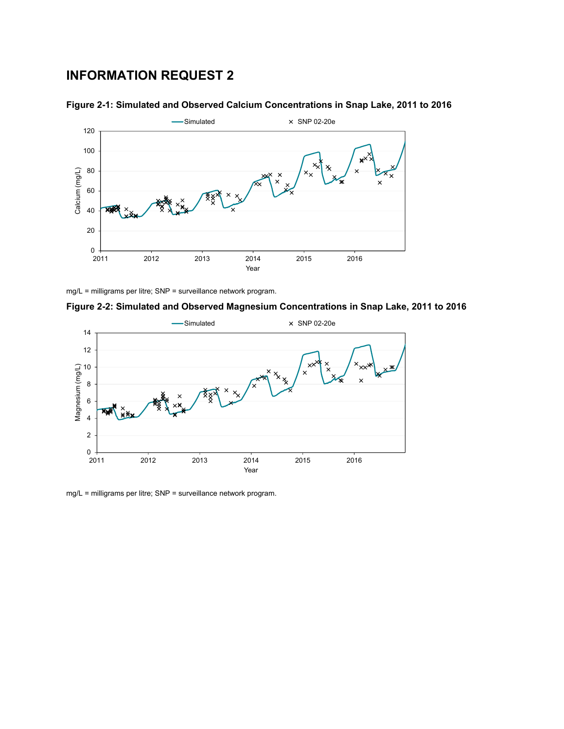# INFORMATION REQUEST 2

**Figure 2-1: Simulated and Observed Calcium Concentrations in Snap Lake, 2011 to 2016**

mg/L = milligrams per litre; SNP = surveillance network program.

**Figure 2-2: Simulated and Observed Magnesium Concentrations in Snap Lake, 2011 to 2016**

mg/L = milligrams per litre; SNP = surveillance network program.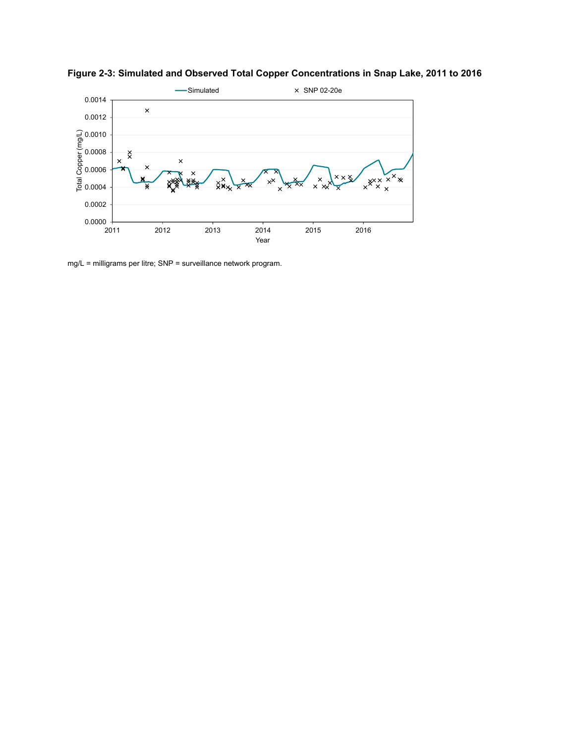**Figure 2-3: Simulated and Observed Total Copper Concentrations in Snap Lake, 2011 to 2016**

mg/L = milligrams per litre; SNP = surveillance network program.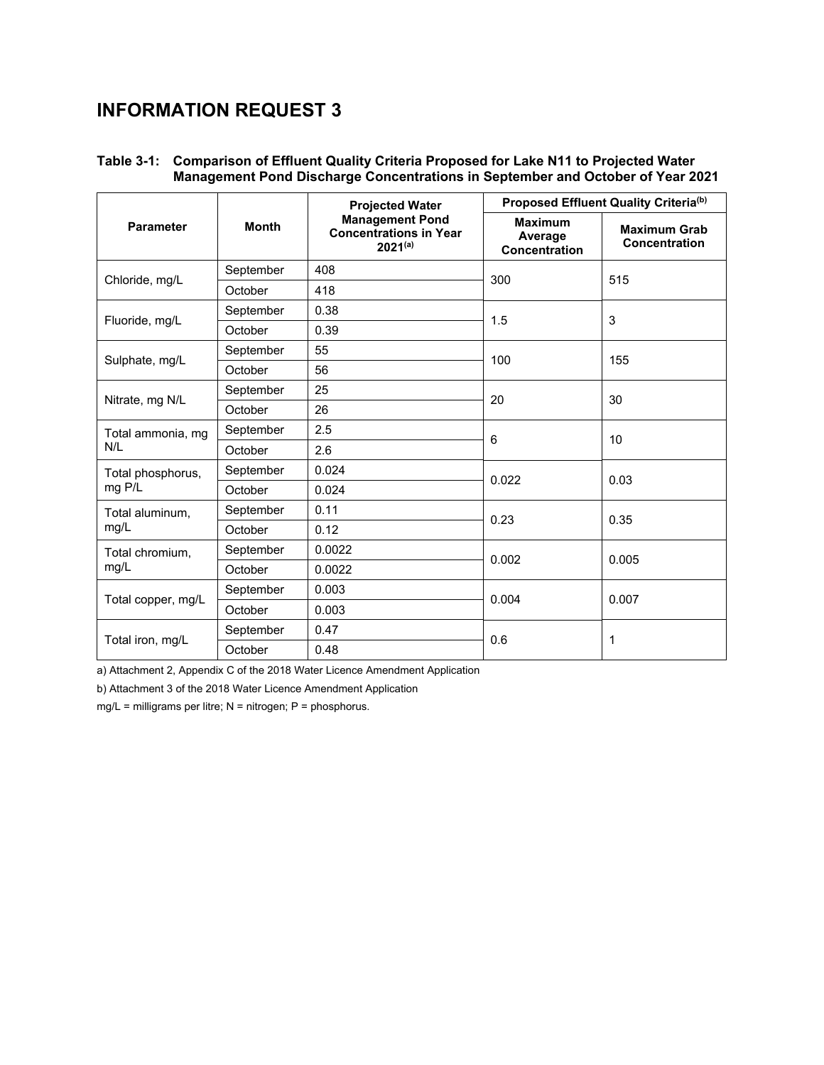# INFORMATION REQUEST 3

**Table 3-1: Comparison of Effluent Quality Criteria Proposed for Lake N11 to Projected Water Management Pond Discharge Concentrations in September and October of Year 2021**

| Parameter | Month | Projected Water Management Pond Concentrations in Year 2021[(a)] | Proposed Effluent Quality Criteria[(b)] | |
|---|---|---|---|---|
| | | | Maximum Average Concentration | Maximum Grab Concentration |
| Chloride, mg/L | September | 408 | 300 | 515 |
| | October | 418 | | |
| Fluoride, mg/L | September | 0.38 | 1.5 | 3 |
| | October | 0.39 | | |
| Sulphate, mg/L | September | 55 | 100 | 155 |
| | October | 56 | | |
| Nitrate, mg N/L | September | 25 | 20 | 30 |
| | October | 26 | | |
| Total ammonia, mg N/L | September | 2.5 | 6 | 10 |
| | October | 2.6 | | |
| Total phosphorus, mg P/L | September | 0.024 | 0.022 | 0.03 |
| | October | 0.024 | | |
| Total aluminum, mg/L | September | 0.11 | 0.23 | 0.35 |
| | October | 0.12 | | |
| Total chromium, mg/L | September | 0.0022 | 0.002 | 0.005 |
| | October | 0.0022 | | |
| Total copper, mg/L | September | 0.003 | 0.004 | 0.007 |
| | October | 0.003 | | |
| Total iron, mg/L | September | 0.47 | 0.6 | 1 |
| | October | 0.48 | | |

a) Attachment 2, Appendix C of the 2018 Water Licence Amendment Application

b) Attachment 3 of the 2018 Water Licence Amendment Application

mg/L = milligrams per litre; N = nitrogen; P = phosphorus.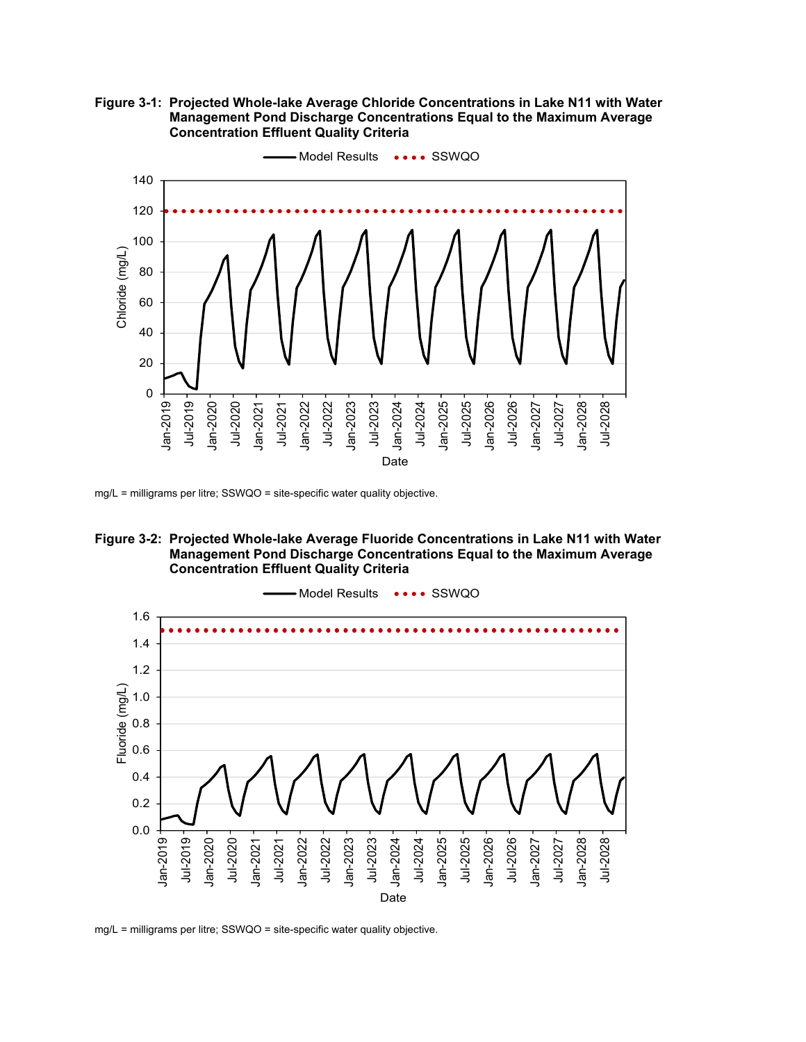**Figure 3-1: Projected Whole-lake Average Chloride Concentrations in Lake N11 with Water Management Pond Discharge Concentrations Equal to the Maximum Average Concentration Effluent Quality Criteria**

mg/L = milligrams per litre; SSWQO = site-specific water quality objective.

**Figure 3-2: Projected Whole-lake Average Fluoride Concentrations in Lake N11 with Water Management Pond Discharge Concentrations Equal to the Maximum Average Concentration Effluent Quality Criteria**

mg/L = milligrams per litre; SSWQO = site-specific water quality objective.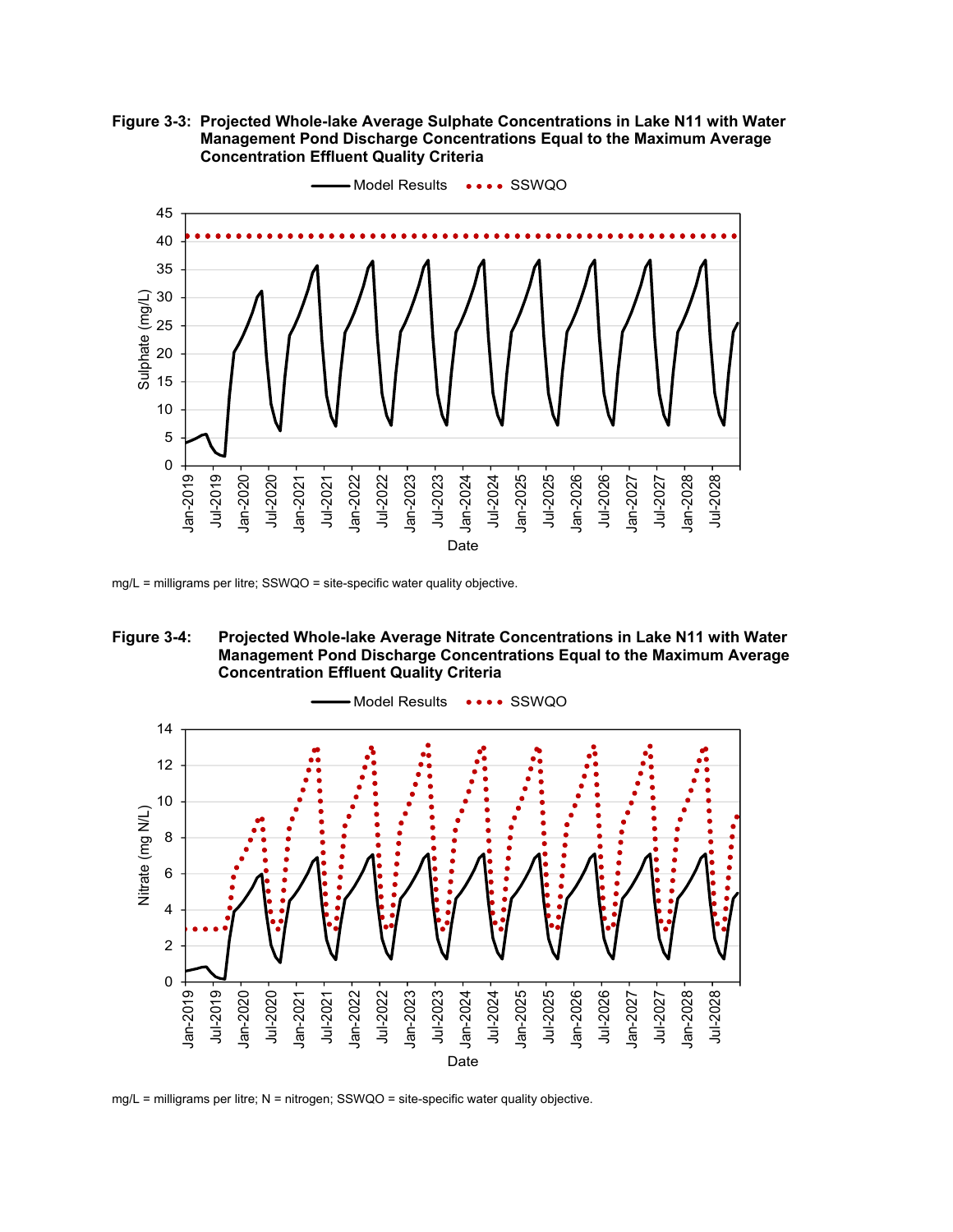**Figure 3-3: Projected Whole-lake Average Sulphate Concentrations in Lake N11 with Water Management Pond Discharge Concentrations Equal to the Maximum Average Concentration Effluent Quality Criteria**

mg/L = milligrams per litre; SSWQO = site-specific water quality objective.

**Figure 3-4: Projected Whole-lake Average Nitrate Concentrations in Lake N11 with Water Management Pond Discharge Concentrations Equal to the Maximum Average Concentration Effluent Quality Criteria**

mg/L = milligrams per litre; N = nitrogen; SSWQO = site-specific water quality objective.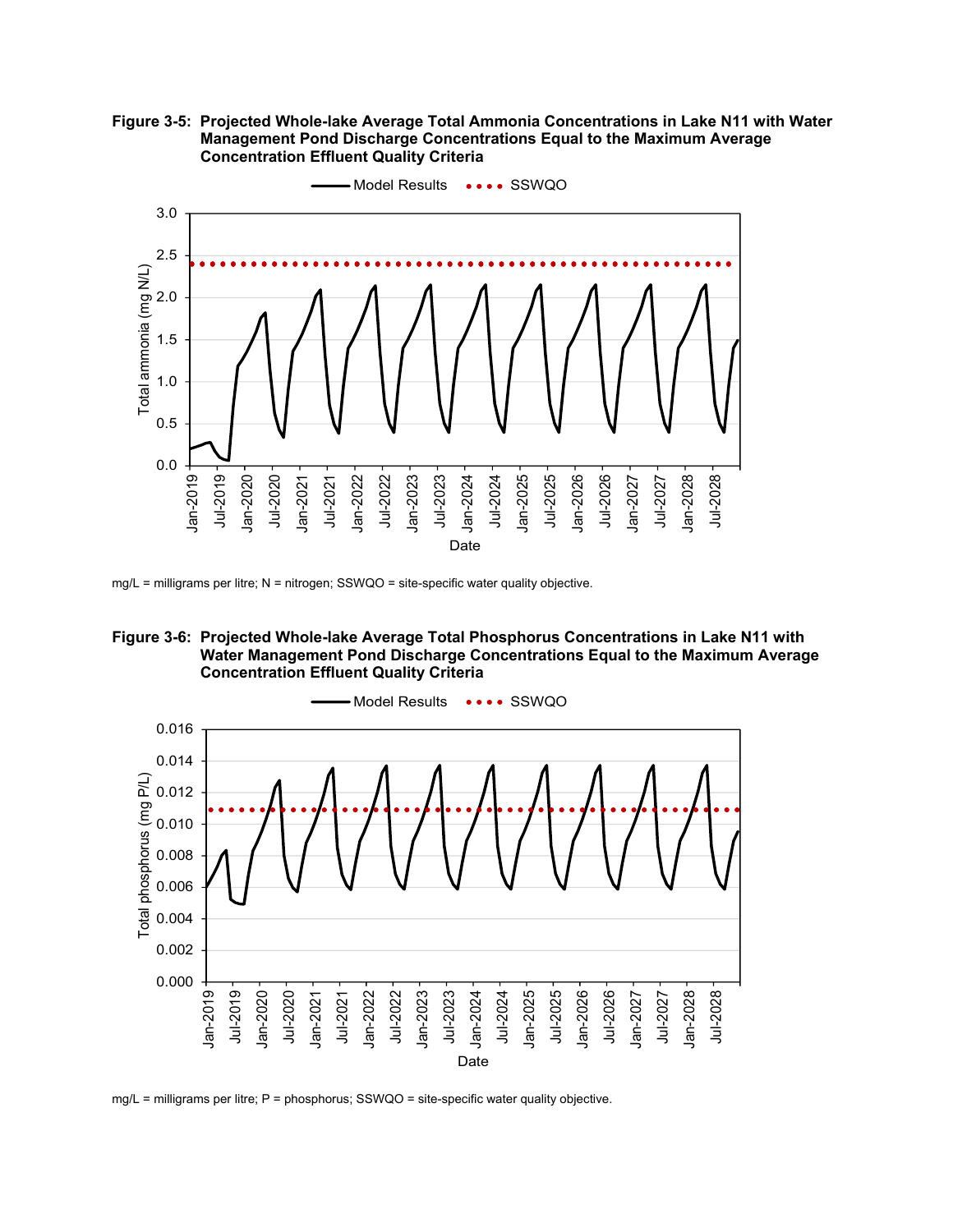**Figure 3-5: Projected Whole-lake Average Total Ammonia Concentrations in Lake N11 with Water Management Pond Discharge Concentrations Equal to the Maximum Average Concentration Effluent Quality Criteria**

mg/L = milligrams per litre; N = nitrogen; SSWQO = site-specific water quality objective.

**Figure 3-6: Projected Whole-lake Average Total Phosphorus Concentrations in Lake N11 with Water Management Pond Discharge Concentrations Equal to the Maximum Average Concentration Effluent Quality Criteria**

mg/L = milligrams per litre; P = phosphorus; SSWQO = site-specific water quality objective.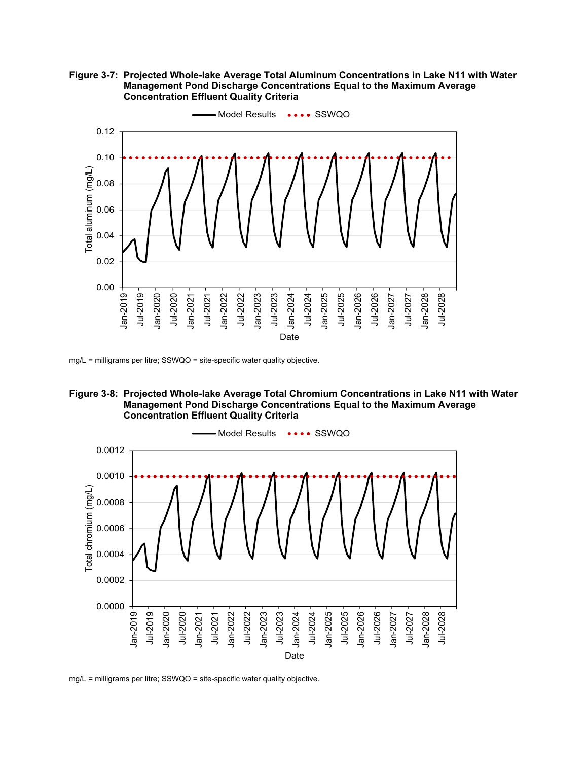**Figure 3-7: Projected Whole-lake Average Total Aluminum Concentrations in Lake N11 with Water Management Pond Discharge Concentrations Equal to the Maximum Average Concentration Effluent Quality Criteria**

mg/L = milligrams per litre; SSWQO = site-specific water quality objective.

**Figure 3-8: Projected Whole-lake Average Total Chromium Concentrations in Lake N11 with Water Management Pond Discharge Concentrations Equal to the Maximum Average Concentration Effluent Quality Criteria**

mg/L = milligrams per litre; SSWQO = site-specific water quality objective.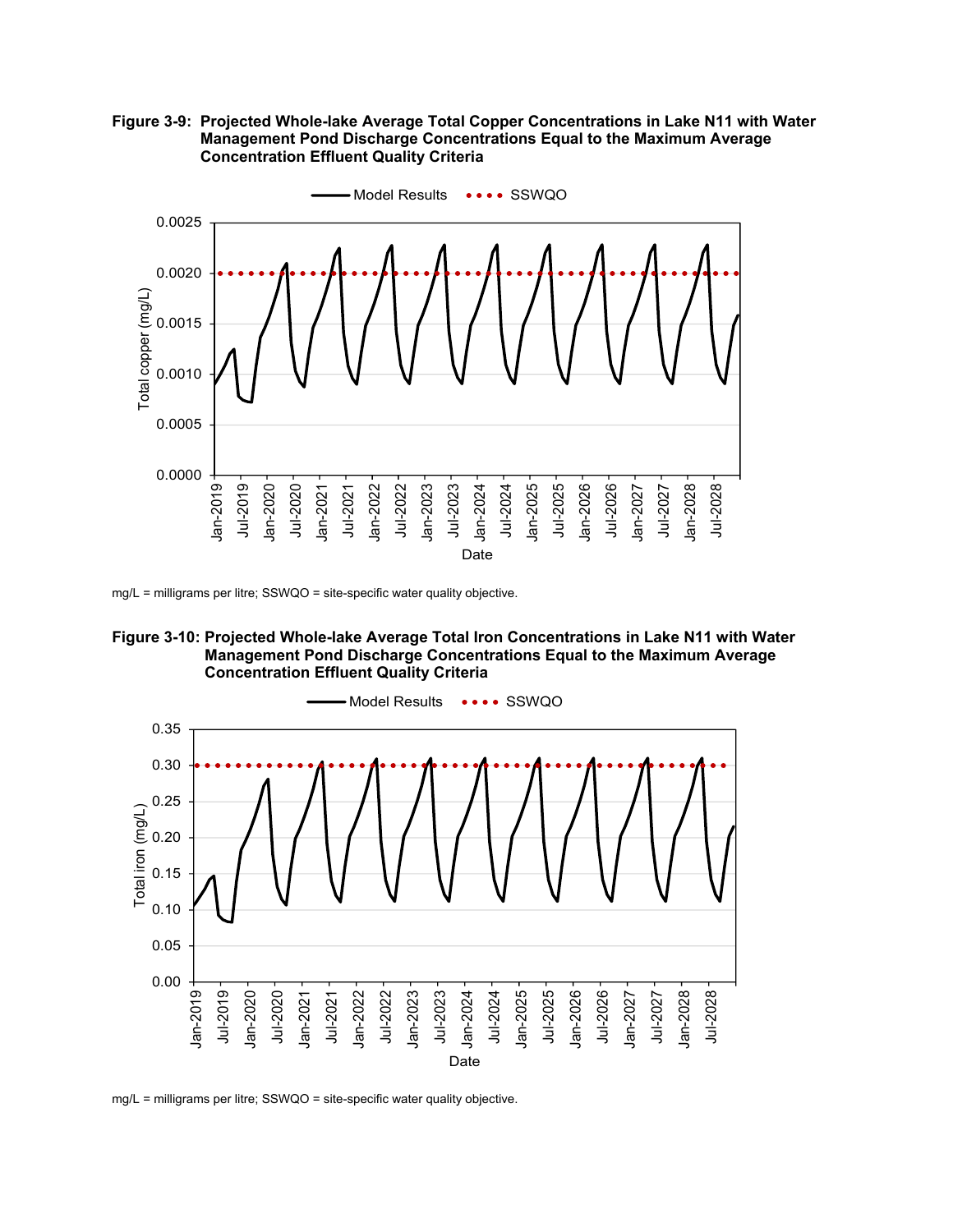**Figure 3-9: Projected Whole-lake Average Total Copper Concentrations in Lake N11 with Water Management Pond Discharge Concentrations Equal to the Maximum Average Concentration Effluent Quality Criteria**

mg/L = milligrams per litre; SSWQO = site-specific water quality objective.

**Figure 3-10: Projected Whole-lake Average Total Iron Concentrations in Lake N11 with Water Management Pond Discharge Concentrations Equal to the Maximum Average Concentration Effluent Quality Criteria**

mg/L = milligrams per litre; SSWQO = site-specific water quality objective.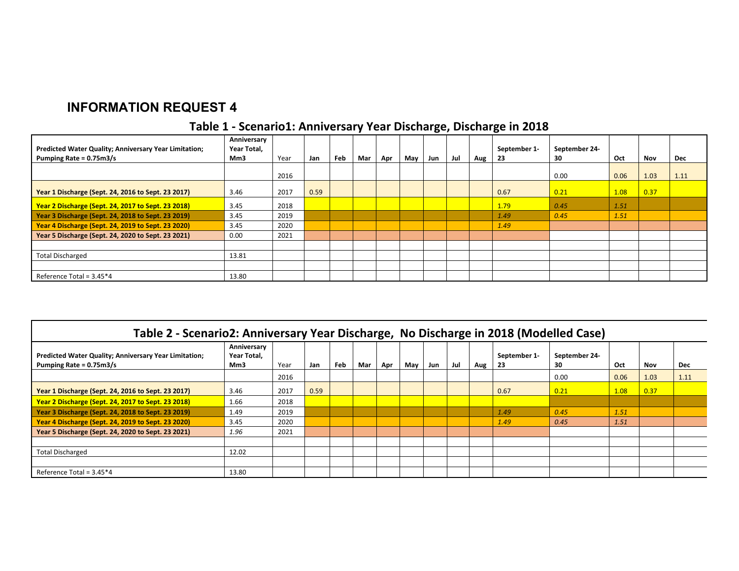# INFORMATION REQUEST 4

## Table 1 - Scenario1: Anniversary Year Discharge, Discharge in 2018

| Predicted Water Quality; Anniversary Year Limitation; Pumping Rate = 0.75m3/s | Anniversary Year Total, Mm3 | Year | Jan | Feb | Mar | Apr | May | Jun | Jul | Aug | September 1-23 | September 24-30 | Oct | Nov | Dec |
|---|---|---|---|---|---|---|---|---|---|---|---|---|---|---|---|
| | | 2016 | | | | | | | | | | 0.00 | 0.06 | 1.03 | 1.11 |
| **Year 1 Discharge (Sept. 24, 2016 to Sept. 23 2017)** | 3.46 | 2017 | 0.59 | | | | | | | | 0.67 | 0.21 | 1.08 | 0.37 | |
| **Year 2 Discharge (Sept. 24, 2017 to Sept. 23 2018)** | 3.45 | 2018 | | | | | | | | | 1.79 | *0.45* | *1.51* | | |
| **Year 3 Discharge (Sept. 24, 2018 to Sept. 23 2019)** | 3.45 | 2019 | | | | | | | | | *1.49* | *0.45* | *1.51* | | |
| **Year 4 Discharge (Sept. 24, 2019 to Sept. 23 2020)** | 3.45 | 2020 | | | | | | | | | *1.49* | | | | |
| **Year 5 Discharge (Sept. 24, 2020 to Sept. 23 2021)** | 0.00 | 2021 | | | | | | | | | | | | | |
| | | | | | | | | | | | | | | | |
| Total Discharged | 13.81 | | | | | | | | | | | | | | |
| | | | | | | | | | | | | | | | |
| Reference Total = 3.45*4 | 13.80 | | | | | | | | | | | | | | |

## Table 2 - Scenario2: Anniversary Year Discharge, No Discharge in 2018 (Modelled Case)

| Predicted Water Quality; Anniversary Year Limitation; Pumping Rate = 0.75m3/s | Anniversary Year Total, Mm3 | Year | Jan | Feb | Mar | Apr | May | Jun | Jul | Aug | September 1-23 | September 24-30 | Oct | Nov | Dec |
|---|---|---|---|---|---|---|---|---|---|---|---|---|---|---|---|
| | | 2016 | | | | | | | | | | 0.00 | 0.06 | 1.03 | 1.11 |
| **Year 1 Discharge (Sept. 24, 2016 to Sept. 23 2017)** | 3.46 | 2017 | 0.59 | | | | | | | | 0.67 | 0.21 | 1.08 | 0.37 | |
| **Year 2 Discharge (Sept. 24, 2017 to Sept. 23 2018)** | 1.66 | 2018 | | | | | | | | | | | | | |
| **Year 3 Discharge (Sept. 24, 2018 to Sept. 23 2019)** | 1.49 | 2019 | | | | | | | | | *1.49* | *0.45* | *1.51* | | |
| **Year 4 Discharge (Sept. 24, 2019 to Sept. 23 2020)** | 3.45 | 2020 | | | | | | | | | *1.49* | *0.45* | *1.51* | | |
| **Year 5 Discharge (Sept. 24, 2020 to Sept. 23 2021)** | *1.96* | 2021 | | | | | | | | | | | | | |
| | | | | | | | | | | | | | | | |
| Total Discharged | 12.02 | | | | | | | | | | | | | | |
| | | | | | | | | | | | | | | | |
| Reference Total = 3.45*4 | 13.80 | | | | | | | | | | | | | | |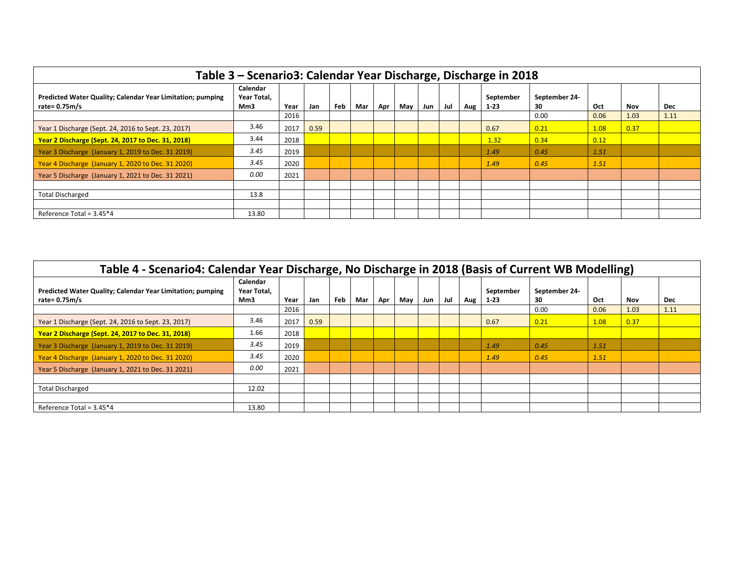| Table 3 – Scenario3: Calendar Year Discharge, Discharge in 2018 | | | | | | | | | | | | | | | | |
|---|---|---|---|---|---|---|---|---|---|---|---|---|---|---|---|---|
| **Predicted Water Quality; Calendar Year Limitation; pumping rate= 0.75m/s** | **Calendar Year Total, Mm3** | **Year** | **Jan** | **Feb** | **Mar** | **Apr** | **May** | **Jun** | **Jul** | **Aug** | **September 1-23** | **September 24-30** | **Oct** | **Nov** | **Dec** |
| | | 2016 | | | | | | | | | | 0.00 | 0.06 | 1.03 | 1.11 |
| Year 1 Discharge (Sept. 24, 2016 to Sept. 23, 2017) | 3.46 | 2017 | 0.59 | | | | | | | | 0.67 | 0.21 | 1.08 | 0.37 | |
| **Year 2 Discharge (Sept. 24, 2017 to Dec. 31, 2018)** | 3.44 | 2018 | | | | | | | | | 1.32 | 0.34 | 0.12 | | |
| Year 3 Discharge (January 1, 2019 to Dec. 31 2019) | *3.45* | 2019 | | | | | | | | | *1.49* | *0.45* | *1.51* | | |
| Year 4 Discharge (January 1, 2020 to Dec. 31 2020) | *3.45* | 2020 | | | | | | | | | *1.49* | *0.45* | *1.51* | | |
| Year 5 Discharge (January 1, 2021 to Dec. 31 2021) | *0.00* | 2021 | | | | | | | | | | | | | |
| | | | | | | | | | | | | | | | |
| Total Discharged | 13.8 | | | | | | | | | | | | | | |
| | | | | | | | | | | | | | | | |
| Reference Total = 3.45*4 | 13.80 | | | | | | | | | | | | | | |

| Table 4 - Scenario4: Calendar Year Discharge, No Discharge in 2018 (Basis of Current WB Modelling) | | | | | | | | | | | | | | | | |
|---|---|---|---|---|---|---|---|---|---|---|---|---|---|---|---|---|
| **Predicted Water Quality; Calendar Year Limitation; pumping rate= 0.75m/s** | **Calendar Year Total, Mm3** | **Year** | **Jan** | **Feb** | **Mar** | **Apr** | **May** | **Jun** | **Jul** | **Aug** | **September 1-23** | **September 24-30** | **Oct** | **Nov** | **Dec** |
| | | 2016 | | | | | | | | | | 0.00 | 0.06 | 1.03 | 1.11 |
| Year 1 Discharge (Sept. 24, 2016 to Sept. 23, 2017) | 3.46 | 2017 | 0.59 | | | | | | | | 0.67 | 0.21 | 1.08 | 0.37 | |
| **Year 2 Discharge (Sept. 24, 2017 to Dec. 31, 2018)** | 1.66 | 2018 | | | | | | | | | | | | | |
| Year 3 Discharge (January 1, 2019 to Dec. 31 2019) | *3.45* | 2019 | | | | | | | | | *1.49* | *0.45* | *1.51* | | |
| Year 4 Discharge (January 1, 2020 to Dec. 31 2020) | *3.45* | 2020 | | | | | | | | | *1.49* | *0.45* | *1.51* | | |
| Year 5 Discharge (January 1, 2021 to Dec. 31 2021) | *0.00* | 2021 | | | | | | | | | | | | | |
| | | | | | | | | | | | | | | | |
| Total Discharged | 12.02 | | | | | | | | | | | | | | |
| | | | | | | | | | | | | | | | |
| Reference Total = 3.45*4 | 13.80 | | | | | | | | | | | | | | |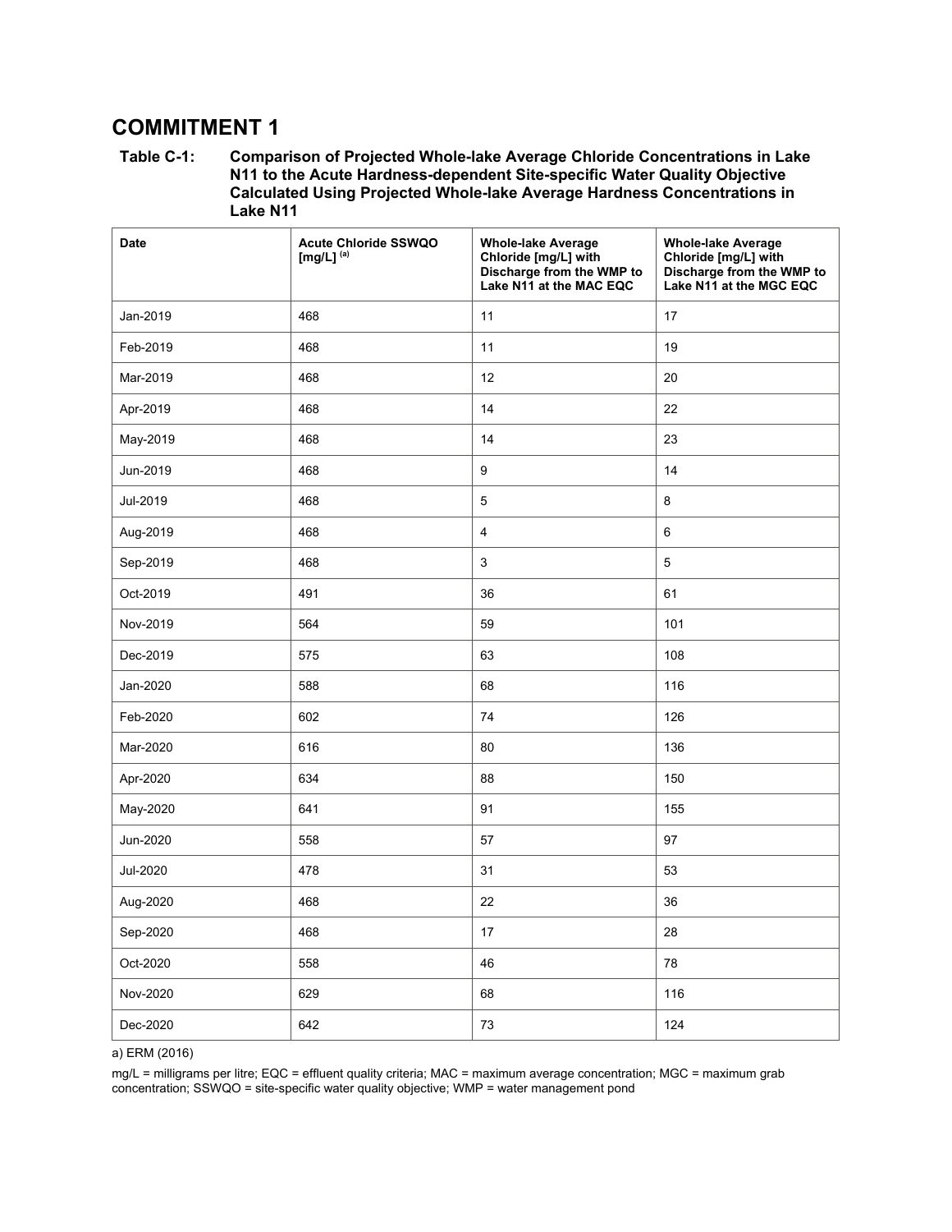# COMMITMENT 1

**Table C-1: Comparison of Projected Whole-lake Average Chloride Concentrations in Lake N11 to the Acute Hardness-dependent Site-specific Water Quality Objective Calculated Using Projected Whole-lake Average Hardness Concentrations in Lake N11**

| Date | Acute Chloride SSWQO [mg/L] [(a)] | Whole-lake Average Chloride [mg/L] with Discharge from the WMP to Lake N11 at the MAC EQC | Whole-lake Average Chloride [mg/L] with Discharge from the WMP to Lake N11 at the MGC EQC |
|---|---|---|---|
| Jan-2019 | 468 | 11 | 17 |
| Feb-2019 | 468 | 11 | 19 |
| Mar-2019 | 468 | 12 | 20 |
| Apr-2019 | 468 | 14 | 22 |
| May-2019 | 468 | 14 | 23 |
| Jun-2019 | 468 | 9 | 14 |
| Jul-2019 | 468 | 5 | 8 |
| Aug-2019 | 468 | 4 | 6 |
| Sep-2019 | 468 | 3 | 5 |
| Oct-2019 | 491 | 36 | 61 |
| Nov-2019 | 564 | 59 | 101 |
| Dec-2019 | 575 | 63 | 108 |
| Jan-2020 | 588 | 68 | 116 |
| Feb-2020 | 602 | 74 | 126 |
| Mar-2020 | 616 | 80 | 136 |
| Apr-2020 | 634 | 88 | 150 |
| May-2020 | 641 | 91 | 155 |
| Jun-2020 | 558 | 57 | 97 |
| Jul-2020 | 478 | 31 | 53 |
| Aug-2020 | 468 | 22 | 36 |
| Sep-2020 | 468 | 17 | 28 |
| Oct-2020 | 558 | 46 | 78 |
| Nov-2020 | 629 | 68 | 116 |
| Dec-2020 | 642 | 73 | 124 |

a) ERM (2016)

mg/L = milligrams per litre; EQC = effluent quality criteria; MAC = maximum average concentration; MGC = maximum grab concentration; SSWQO = site-specific water quality objective; WMP = water management pond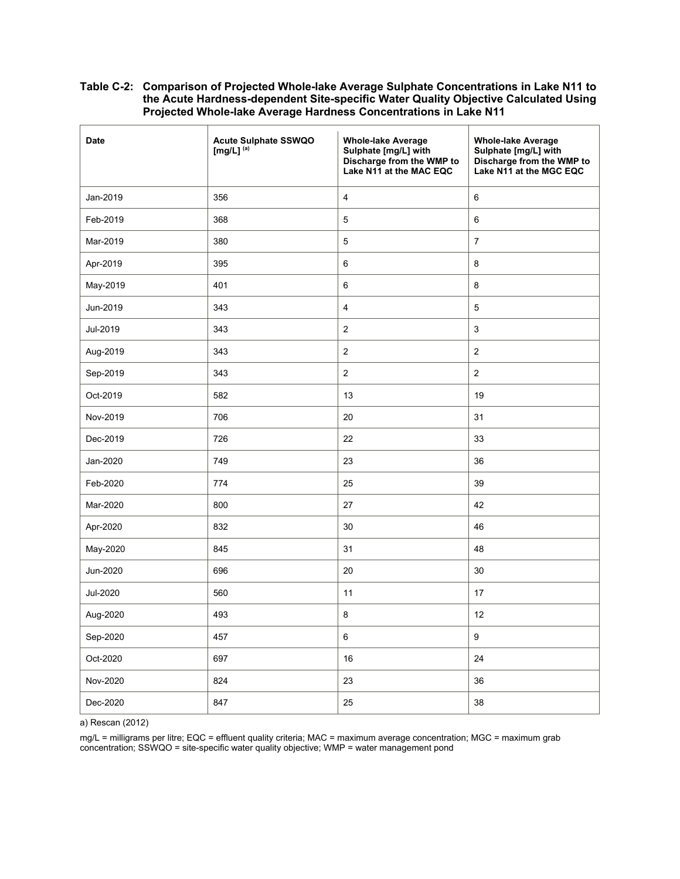**Table C-2: Comparison of Projected Whole-lake Average Sulphate Concentrations in Lake N11 to the Acute Hardness-dependent Site-specific Water Quality Objective Calculated Using Projected Whole-lake Average Hardness Concentrations in Lake N11**

| Date | Acute Sulphate SSWQO [mg/L] [(a)] | Whole-lake Average Sulphate [mg/L] with Discharge from the WMP to Lake N11 at the MAC EQC | Whole-lake Average Sulphate [mg/L] with Discharge from the WMP to Lake N11 at the MGC EQC |
|---|---|---|---|
| Jan-2019 | 356 | 4 | 6 |
| Feb-2019 | 368 | 5 | 6 |
| Mar-2019 | 380 | 5 | 7 |
| Apr-2019 | 395 | 6 | 8 |
| May-2019 | 401 | 6 | 8 |
| Jun-2019 | 343 | 4 | 5 |
| Jul-2019 | 343 | 2 | 3 |
| Aug-2019 | 343 | 2 | 2 |
| Sep-2019 | 343 | 2 | 2 |
| Oct-2019 | 582 | 13 | 19 |
| Nov-2019 | 706 | 20 | 31 |
| Dec-2019 | 726 | 22 | 33 |
| Jan-2020 | 749 | 23 | 36 |
| Feb-2020 | 774 | 25 | 39 |
| Mar-2020 | 800 | 27 | 42 |
| Apr-2020 | 832 | 30 | 46 |
| May-2020 | 845 | 31 | 48 |
| Jun-2020 | 696 | 20 | 30 |
| Jul-2020 | 560 | 11 | 17 |
| Aug-2020 | 493 | 8 | 12 |
| Sep-2020 | 457 | 6 | 9 |
| Oct-2020 | 697 | 16 | 24 |
| Nov-2020 | 824 | 23 | 36 |
| Dec-2020 | 847 | 25 | 38 |

a) Rescan (2012)

mg/L = milligrams per litre; EQC = effluent quality criteria; MAC = maximum average concentration; MGC = maximum grab concentration; SSWQO = site-specific water quality objective; WMP = water management pond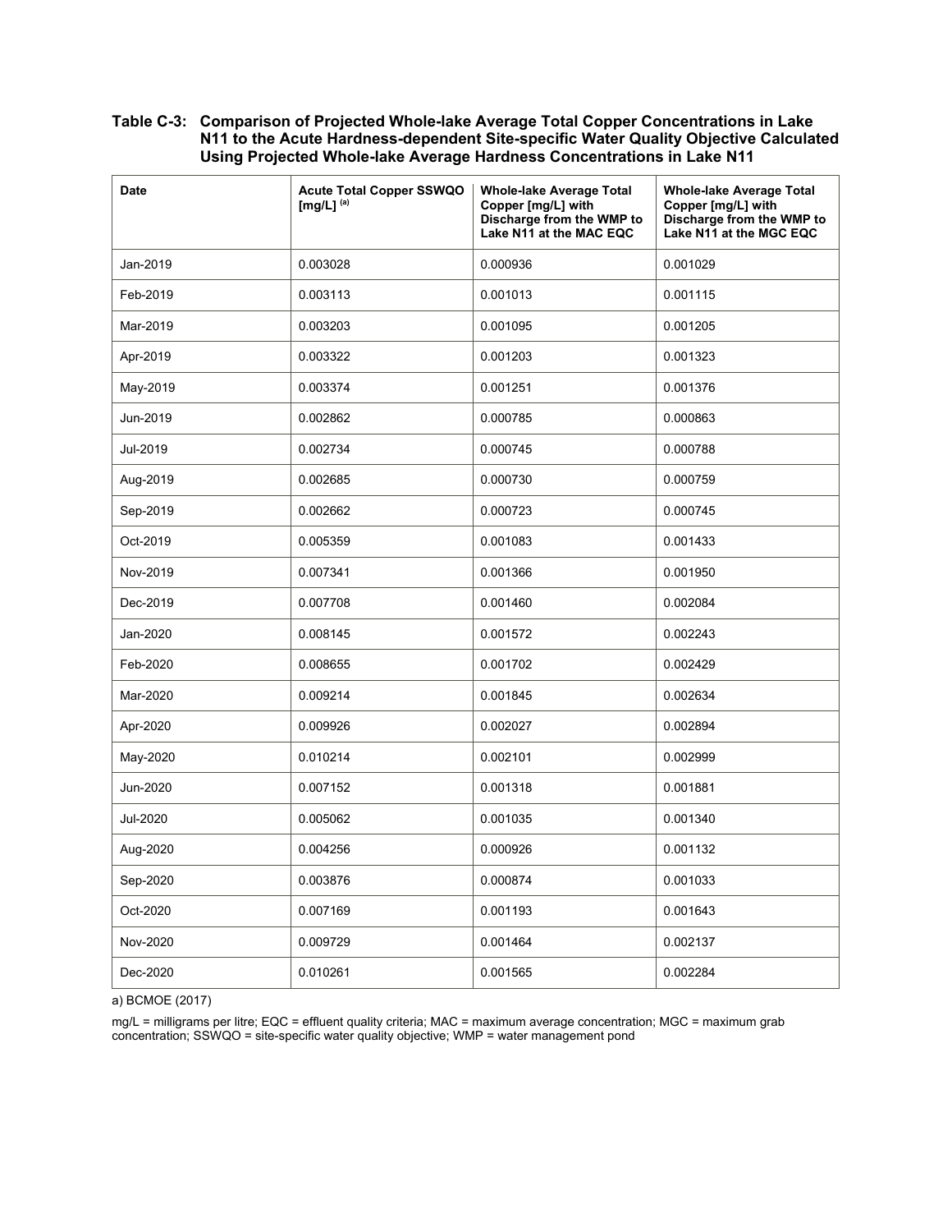**Table C-3: Comparison of Projected Whole-lake Average Total Copper Concentrations in Lake N11 to the Acute Hardness-dependent Site-specific Water Quality Objective Calculated Using Projected Whole-lake Average Hardness Concentrations in Lake N11**

| Date | Acute Total Copper SSWQO [mg/L] [(a)] | Whole-lake Average Total Copper [mg/L] with Discharge from the WMP to Lake N11 at the MAC EQC | Whole-lake Average Total Copper [mg/L] with Discharge from the WMP to Lake N11 at the MGC EQC |
|---|---|---|---|
| Jan-2019 | 0.003028 | 0.000936 | 0.001029 |
| Feb-2019 | 0.003113 | 0.001013 | 0.001115 |
| Mar-2019 | 0.003203 | 0.001095 | 0.001205 |
| Apr-2019 | 0.003322 | 0.001203 | 0.001323 |
| May-2019 | 0.003374 | 0.001251 | 0.001376 |
| Jun-2019 | 0.002862 | 0.000785 | 0.000863 |
| Jul-2019 | 0.002734 | 0.000745 | 0.000788 |
| Aug-2019 | 0.002685 | 0.000730 | 0.000759 |
| Sep-2019 | 0.002662 | 0.000723 | 0.000745 |
| Oct-2019 | 0.005359 | 0.001083 | 0.001433 |
| Nov-2019 | 0.007341 | 0.001366 | 0.001950 |
| Dec-2019 | 0.007708 | 0.001460 | 0.002084 |
| Jan-2020 | 0.008145 | 0.001572 | 0.002243 |
| Feb-2020 | 0.008655 | 0.001702 | 0.002429 |
| Mar-2020 | 0.009214 | 0.001845 | 0.002634 |
| Apr-2020 | 0.009926 | 0.002027 | 0.002894 |
| May-2020 | 0.010214 | 0.002101 | 0.002999 |
| Jun-2020 | 0.007152 | 0.001318 | 0.001881 |
| Jul-2020 | 0.005062 | 0.001035 | 0.001340 |
| Aug-2020 | 0.004256 | 0.000926 | 0.001132 |
| Sep-2020 | 0.003876 | 0.000874 | 0.001033 |
| Oct-2020 | 0.007169 | 0.001193 | 0.001643 |
| Nov-2020 | 0.009729 | 0.001464 | 0.002137 |
| Dec-2020 | 0.010261 | 0.001565 | 0.002284 |

a) BCMOE (2017)

mg/L = milligrams per litre; EQC = effluent quality criteria; MAC = maximum average concentration; MGC = maximum grab concentration; SSWQO = site-specific water quality objective; WMP = water management pond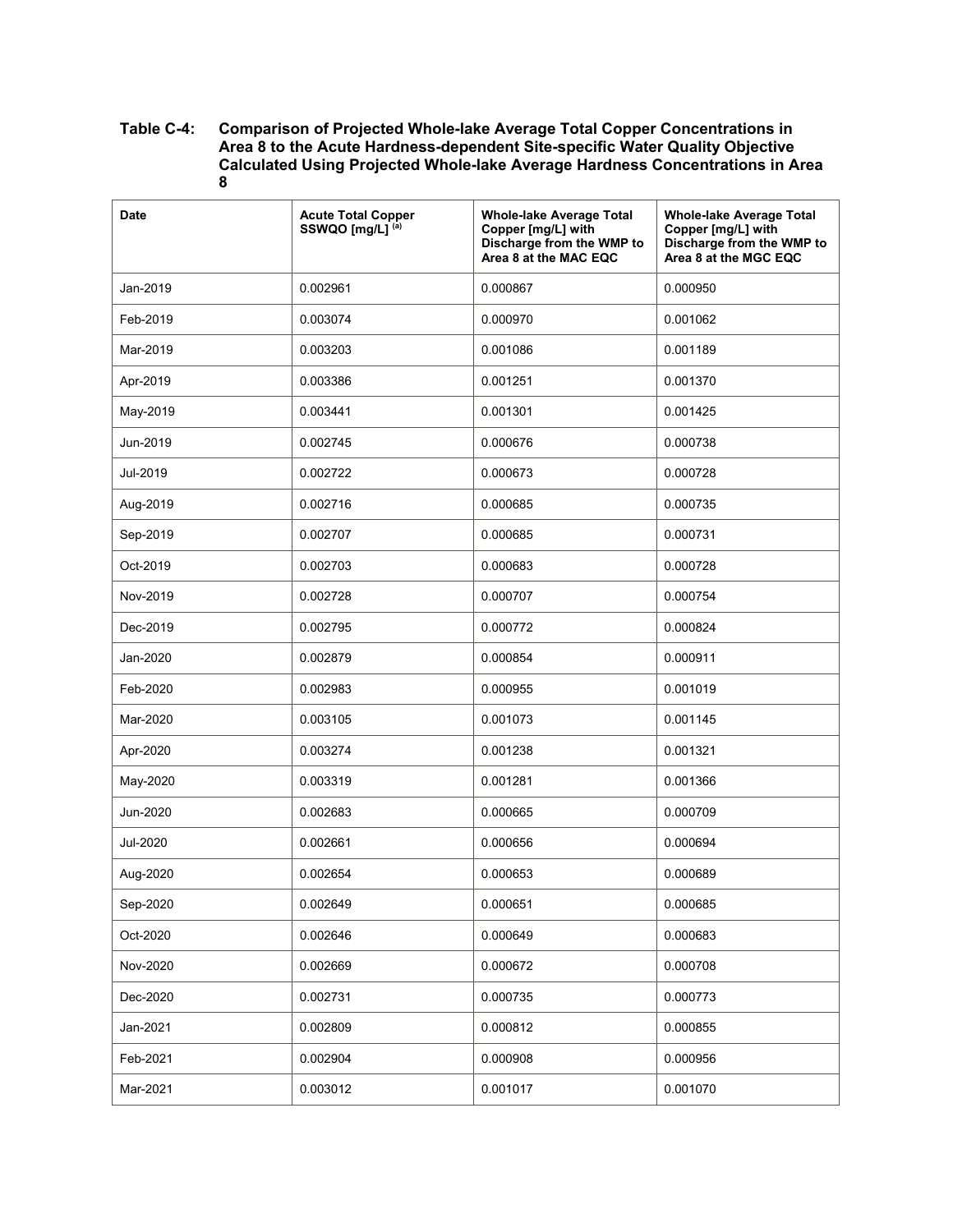**Table C-4: Comparison of Projected Whole-lake Average Total Copper Concentrations in Area 8 to the Acute Hardness-dependent Site-specific Water Quality Objective Calculated Using Projected Whole-lake Average Hardness Concentrations in Area 8**

| Date | Acute Total Copper SSWQO [mg/L] [(a)] | Whole-lake Average Total Copper [mg/L] with Discharge from the WMP to Area 8 at the MAC EQC | Whole-lake Average Total Copper [mg/L] with Discharge from the WMP to Area 8 at the MGC EQC |
|---|---|---|---|
| Jan-2019 | 0.002961 | 0.000867 | 0.000950 |
| Feb-2019 | 0.003074 | 0.000970 | 0.001062 |
| Mar-2019 | 0.003203 | 0.001086 | 0.001189 |
| Apr-2019 | 0.003386 | 0.001251 | 0.001370 |
| May-2019 | 0.003441 | 0.001301 | 0.001425 |
| Jun-2019 | 0.002745 | 0.000676 | 0.000738 |
| Jul-2019 | 0.002722 | 0.000673 | 0.000728 |
| Aug-2019 | 0.002716 | 0.000685 | 0.000735 |
| Sep-2019 | 0.002707 | 0.000685 | 0.000731 |
| Oct-2019 | 0.002703 | 0.000683 | 0.000728 |
| Nov-2019 | 0.002728 | 0.000707 | 0.000754 |
| Dec-2019 | 0.002795 | 0.000772 | 0.000824 |
| Jan-2020 | 0.002879 | 0.000854 | 0.000911 |
| Feb-2020 | 0.002983 | 0.000955 | 0.001019 |
| Mar-2020 | 0.003105 | 0.001073 | 0.001145 |
| Apr-2020 | 0.003274 | 0.001238 | 0.001321 |
| May-2020 | 0.003319 | 0.001281 | 0.001366 |
| Jun-2020 | 0.002683 | 0.000665 | 0.000709 |
| Jul-2020 | 0.002661 | 0.000656 | 0.000694 |
| Aug-2020 | 0.002654 | 0.000653 | 0.000689 |
| Sep-2020 | 0.002649 | 0.000651 | 0.000685 |
| Oct-2020 | 0.002646 | 0.000649 | 0.000683 |
| Nov-2020 | 0.002669 | 0.000672 | 0.000708 |
| Dec-2020 | 0.002731 | 0.000735 | 0.000773 |
| Jan-2021 | 0.002809 | 0.000812 | 0.000855 |
| Feb-2021 | 0.002904 | 0.000908 | 0.000956 |
| Mar-2021 | 0.003012 | 0.001017 | 0.001070 |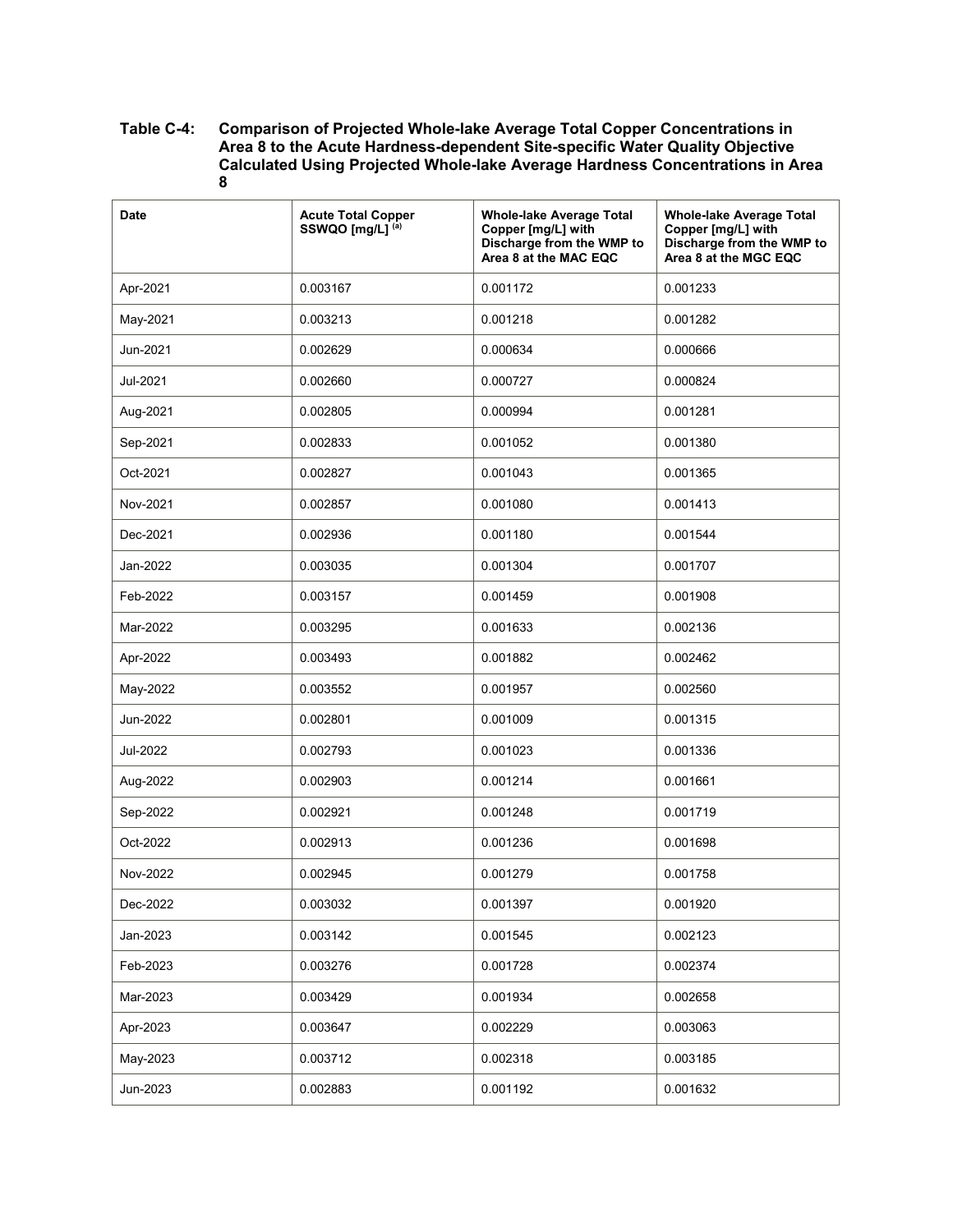**Table C-4: Comparison of Projected Whole-lake Average Total Copper Concentrations in Area 8 to the Acute Hardness-dependent Site-specific Water Quality Objective Calculated Using Projected Whole-lake Average Hardness Concentrations in Area 8**

| Date | Acute Total Copper SSWQO [mg/L] [(a)] | Whole-lake Average Total Copper [mg/L] with Discharge from the WMP to Area 8 at the MAC EQC | Whole-lake Average Total Copper [mg/L] with Discharge from the WMP to Area 8 at the MGC EQC |
|---|---|---|---|
| Apr-2021 | 0.003167 | 0.001172 | 0.001233 |
| May-2021 | 0.003213 | 0.001218 | 0.001282 |
| Jun-2021 | 0.002629 | 0.000634 | 0.000666 |
| Jul-2021 | 0.002660 | 0.000727 | 0.000824 |
| Aug-2021 | 0.002805 | 0.000994 | 0.001281 |
| Sep-2021 | 0.002833 | 0.001052 | 0.001380 |
| Oct-2021 | 0.002827 | 0.001043 | 0.001365 |
| Nov-2021 | 0.002857 | 0.001080 | 0.001413 |
| Dec-2021 | 0.002936 | 0.001180 | 0.001544 |
| Jan-2022 | 0.003035 | 0.001304 | 0.001707 |
| Feb-2022 | 0.003157 | 0.001459 | 0.001908 |
| Mar-2022 | 0.003295 | 0.001633 | 0.002136 |
| Apr-2022 | 0.003493 | 0.001882 | 0.002462 |
| May-2022 | 0.003552 | 0.001957 | 0.002560 |
| Jun-2022 | 0.002801 | 0.001009 | 0.001315 |
| Jul-2022 | 0.002793 | 0.001023 | 0.001336 |
| Aug-2022 | 0.002903 | 0.001214 | 0.001661 |
| Sep-2022 | 0.002921 | 0.001248 | 0.001719 |
| Oct-2022 | 0.002913 | 0.001236 | 0.001698 |
| Nov-2022 | 0.002945 | 0.001279 | 0.001758 |
| Dec-2022 | 0.003032 | 0.001397 | 0.001920 |
| Jan-2023 | 0.003142 | 0.001545 | 0.002123 |
| Feb-2023 | 0.003276 | 0.001728 | 0.002374 |
| Mar-2023 | 0.003429 | 0.001934 | 0.002658 |
| Apr-2023 | 0.003647 | 0.002229 | 0.003063 |
| May-2023 | 0.003712 | 0.002318 | 0.003185 |
| Jun-2023 | 0.002883 | 0.001192 | 0.001632 |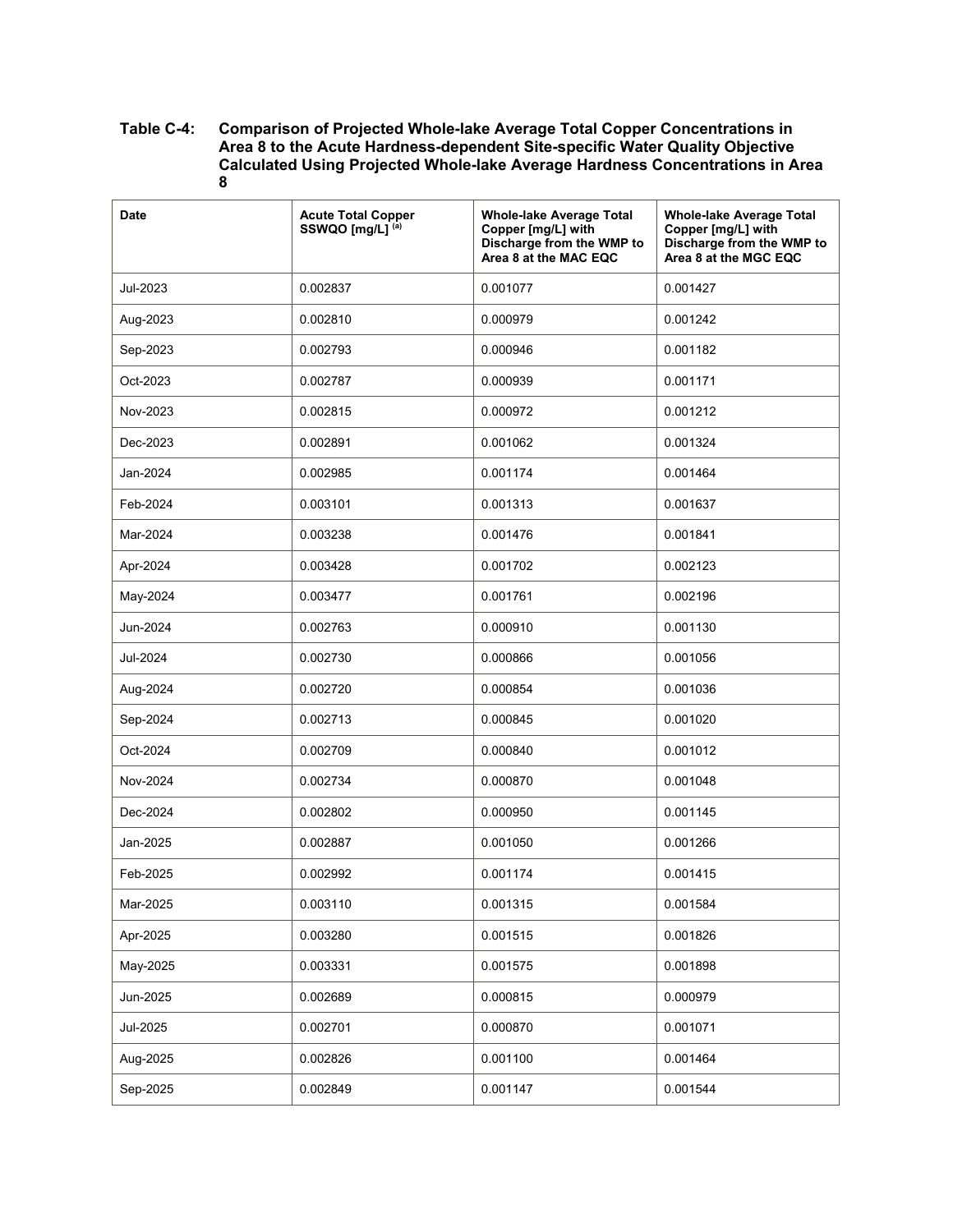**Table C-4: Comparison of Projected Whole-lake Average Total Copper Concentrations in Area 8 to the Acute Hardness-dependent Site-specific Water Quality Objective Calculated Using Projected Whole-lake Average Hardness Concentrations in Area 8**

| Date | Acute Total Copper SSWQO [mg/L] [(a)] | Whole-lake Average Total Copper [mg/L] with Discharge from the WMP to Area 8 at the MAC EQC | Whole-lake Average Total Copper [mg/L] with Discharge from the WMP to Area 8 at the MGC EQC |
|---|---|---|---|
| Jul-2023 | 0.002837 | 0.001077 | 0.001427 |
| Aug-2023 | 0.002810 | 0.000979 | 0.001242 |
| Sep-2023 | 0.002793 | 0.000946 | 0.001182 |
| Oct-2023 | 0.002787 | 0.000939 | 0.001171 |
| Nov-2023 | 0.002815 | 0.000972 | 0.001212 |
| Dec-2023 | 0.002891 | 0.001062 | 0.001324 |
| Jan-2024 | 0.002985 | 0.001174 | 0.001464 |
| Feb-2024 | 0.003101 | 0.001313 | 0.001637 |
| Mar-2024 | 0.003238 | 0.001476 | 0.001841 |
| Apr-2024 | 0.003428 | 0.001702 | 0.002123 |
| May-2024 | 0.003477 | 0.001761 | 0.002196 |
| Jun-2024 | 0.002763 | 0.000910 | 0.001130 |
| Jul-2024 | 0.002730 | 0.000866 | 0.001056 |
| Aug-2024 | 0.002720 | 0.000854 | 0.001036 |
| Sep-2024 | 0.002713 | 0.000845 | 0.001020 |
| Oct-2024 | 0.002709 | 0.000840 | 0.001012 |
| Nov-2024 | 0.002734 | 0.000870 | 0.001048 |
| Dec-2024 | 0.002802 | 0.000950 | 0.001145 |
| Jan-2025 | 0.002887 | 0.001050 | 0.001266 |
| Feb-2025 | 0.002992 | 0.001174 | 0.001415 |
| Mar-2025 | 0.003110 | 0.001315 | 0.001584 |
| Apr-2025 | 0.003280 | 0.001515 | 0.001826 |
| May-2025 | 0.003331 | 0.001575 | 0.001898 |
| Jun-2025 | 0.002689 | 0.000815 | 0.000979 |
| Jul-2025 | 0.002701 | 0.000870 | 0.001071 |
| Aug-2025 | 0.002826 | 0.001100 | 0.001464 |
| Sep-2025 | 0.002849 | 0.001147 | 0.001544 |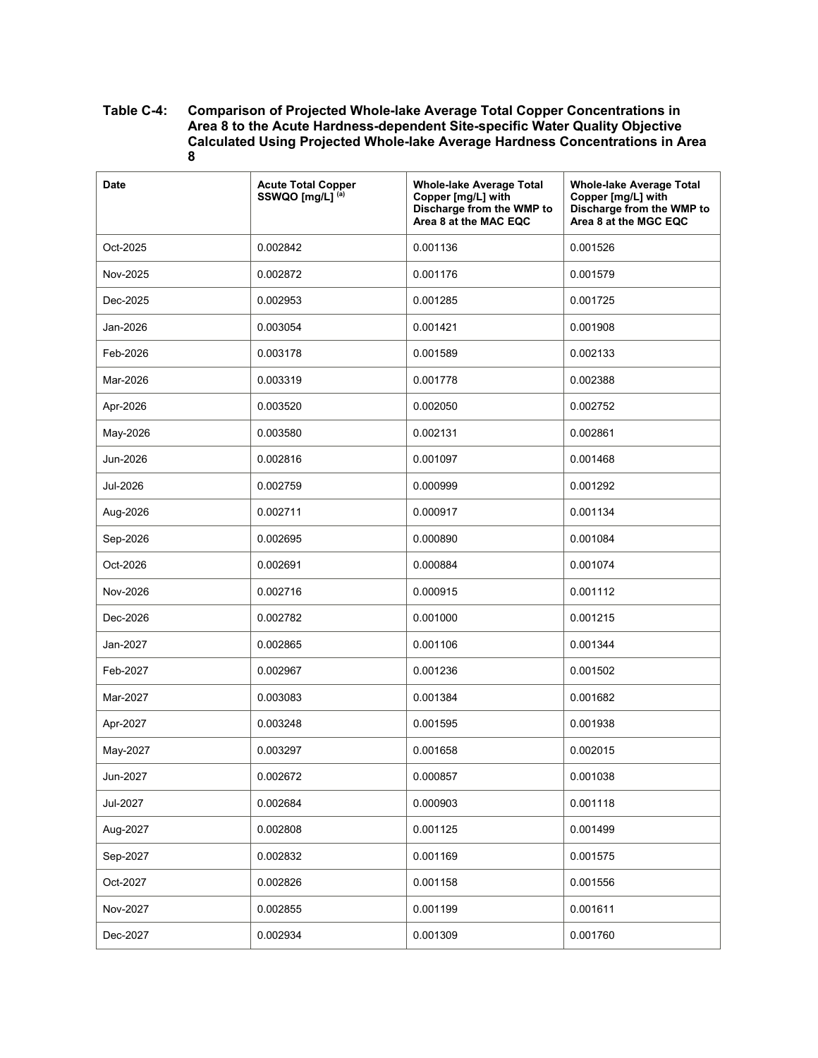**Table C-4: Comparison of Projected Whole-lake Average Total Copper Concentrations in Area 8 to the Acute Hardness-dependent Site-specific Water Quality Objective Calculated Using Projected Whole-lake Average Hardness Concentrations in Area 8**

| Date | Acute Total Copper SSWQO [mg/L] [(a)] | Whole-lake Average Total Copper [mg/L] with Discharge from the WMP to Area 8 at the MAC EQC | Whole-lake Average Total Copper [mg/L] with Discharge from the WMP to Area 8 at the MGC EQC |
|---|---|---|---|
| Oct-2025 | 0.002842 | 0.001136 | 0.001526 |
| Nov-2025 | 0.002872 | 0.001176 | 0.001579 |
| Dec-2025 | 0.002953 | 0.001285 | 0.001725 |
| Jan-2026 | 0.003054 | 0.001421 | 0.001908 |
| Feb-2026 | 0.003178 | 0.001589 | 0.002133 |
| Mar-2026 | 0.003319 | 0.001778 | 0.002388 |
| Apr-2026 | 0.003520 | 0.002050 | 0.002752 |
| May-2026 | 0.003580 | 0.002131 | 0.002861 |
| Jun-2026 | 0.002816 | 0.001097 | 0.001468 |
| Jul-2026 | 0.002759 | 0.000999 | 0.001292 |
| Aug-2026 | 0.002711 | 0.000917 | 0.001134 |
| Sep-2026 | 0.002695 | 0.000890 | 0.001084 |
| Oct-2026 | 0.002691 | 0.000884 | 0.001074 |
| Nov-2026 | 0.002716 | 0.000915 | 0.001112 |
| Dec-2026 | 0.002782 | 0.001000 | 0.001215 |
| Jan-2027 | 0.002865 | 0.001106 | 0.001344 |
| Feb-2027 | 0.002967 | 0.001236 | 0.001502 |
| Mar-2027 | 0.003083 | 0.001384 | 0.001682 |
| Apr-2027 | 0.003248 | 0.001595 | 0.001938 |
| May-2027 | 0.003297 | 0.001658 | 0.002015 |
| Jun-2027 | 0.002672 | 0.000857 | 0.001038 |
| Jul-2027 | 0.002684 | 0.000903 | 0.001118 |
| Aug-2027 | 0.002808 | 0.001125 | 0.001499 |
| Sep-2027 | 0.002832 | 0.001169 | 0.001575 |
| Oct-2027 | 0.002826 | 0.001158 | 0.001556 |
| Nov-2027 | 0.002855 | 0.001199 | 0.001611 |
| Dec-2027 | 0.002934 | 0.001309 | 0.001760 |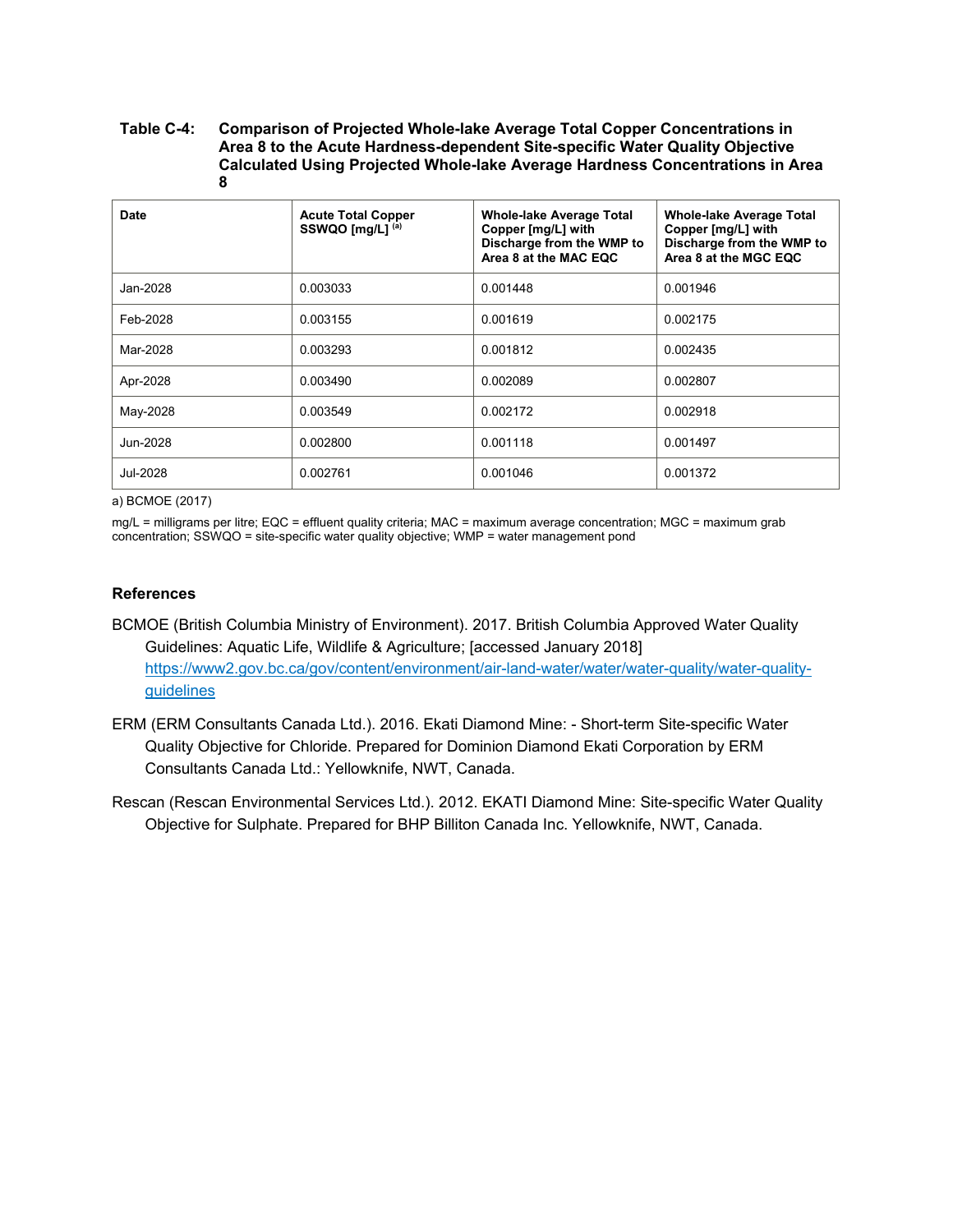**Table C-4: Comparison of Projected Whole-lake Average Total Copper Concentrations in Area 8 to the Acute Hardness-dependent Site-specific Water Quality Objective Calculated Using Projected Whole-lake Average Hardness Concentrations in Area 8**

| Date | Acute Total Copper SSWQO [mg/L] [(a)] | Whole-lake Average Total Copper [mg/L] with Discharge from the WMP to Area 8 at the MAC EQC | Whole-lake Average Total Copper [mg/L] with Discharge from the WMP to Area 8 at the MGC EQC |
|---|---|---|---|
| Jan-2028 | 0.003033 | 0.001448 | 0.001946 |
| Feb-2028 | 0.003155 | 0.001619 | 0.002175 |
| Mar-2028 | 0.003293 | 0.001812 | 0.002435 |
| Apr-2028 | 0.003490 | 0.002089 | 0.002807 |
| May-2028 | 0.003549 | 0.002172 | 0.002918 |
| Jun-2028 | 0.002800 | 0.001118 | 0.001497 |
| Jul-2028 | 0.002761 | 0.001046 | 0.001372 |

a) BCMOE (2017)

mg/L = milligrams per litre; EQC = effluent quality criteria; MAC = maximum average concentration; MGC = maximum grab concentration; SSWQO = site-specific water quality objective; WMP = water management pond

## References

BCMOE (British Columbia Ministry of Environment). 2017. British Columbia Approved Water Quality Guidelines: Aquatic Life, Wildlife & Agriculture; [accessed January 2018] https://www2.gov.bc.ca/gov/content/environment/air-land-water/water/water-quality/water-quality-guidelines

ERM (ERM Consultants Canada Ltd.). 2016. Ekati Diamond Mine: - Short-term Site-specific Water Quality Objective for Chloride. Prepared for Dominion Diamond Ekati Corporation by ERM Consultants Canada Ltd.: Yellowknife, NWT, Canada.

Rescan (Rescan Environmental Services Ltd.). 2012. EKATI Diamond Mine: Site-specific Water Quality Objective for Sulphate. Prepared for BHP Billiton Canada Inc. Yellowknife, NWT, Canada.